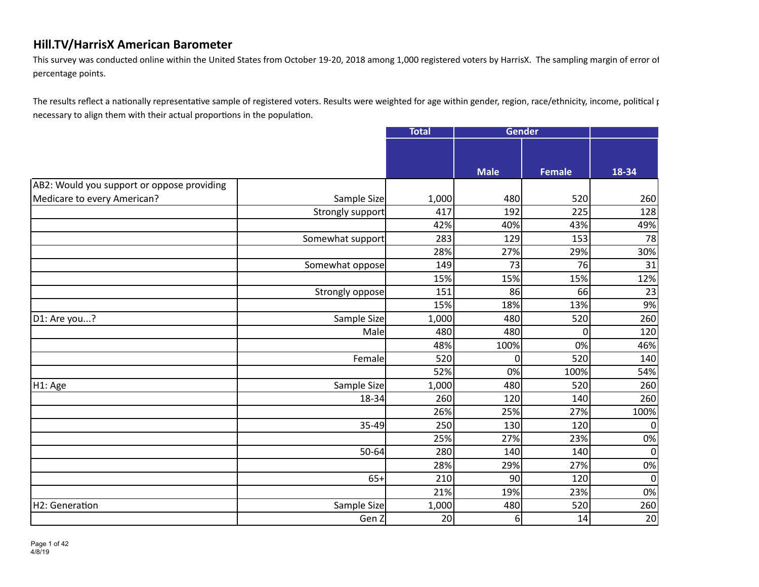## Hill.TV/HarrisX American Barometer

This survey was conducted online within the United States from October 19-20, 2018 among 1,000 registered voters by HarrisX. The sampling margin of error of percentage points.

The results reflect a nationally representative sample of registered voters. Results were weighted for age within gender, region, race/ethnicity, income, political p necessary to align them with their actual proportions in the population.

| | | Total | Gender | | |
|---|---|---|---|---|---|
| | | | Male | Female | 18-34 |
| AB2: Would you support or oppose providing Medicare to every American? | Sample Size | 1,000 | 480 | 520 | 260 |
| | Strongly support | 417 | 192 | 225 | 128 |
| | | 42% | 40% | 43% | 49% |
| | Somewhat support | 283 | 129 | 153 | 78 |
| | | 28% | 27% | 29% | 30% |
| | Somewhat oppose | 149 | 73 | 76 | 31 |
| | | 15% | 15% | 15% | 12% |
| | Strongly oppose | 151 | 86 | 66 | 23 |
| | | 15% | 18% | 13% | 9% |
| D1: Are you...? | Sample Size | 1,000 | 480 | 520 | 260 |
| | Male | 480 | 480 | 0 | 120 |
| | | 48% | 100% | 0% | 46% |
| | Female | 520 | 0 | 520 | 140 |
| | | 52% | 0% | 100% | 54% |
| H1: Age | Sample Size | 1,000 | 480 | 520 | 260 |
| | 18-34 | 260 | 120 | 140 | 260 |
| | | 26% | 25% | 27% | 100% |
| | 35-49 | 250 | 130 | 120 | 0 |
| | | 25% | 27% | 23% | 0% |
| | 50-64 | 280 | 140 | 140 | 0 |
| | | 28% | 29% | 27% | 0% |
| | 65+ | 210 | 90 | 120 | 0 |
| | | 21% | 19% | 23% | 0% |
| H2: Generation | Sample Size | 1,000 | 480 | 520 | 260 |
| | Gen Z | 20 | 6 | 14 | 20 |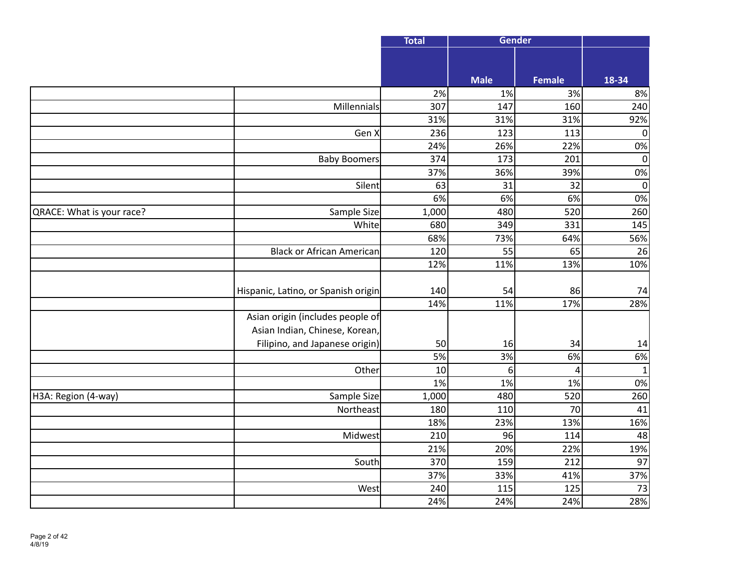| | | Total | Gender | | |
|---|---|---|---|---|---|
| | | | Male | Female | 18-34 |
| | | 2% | 1% | 3% | 8% |
| | Millennials | 307 | 147 | 160 | 240 |
| | | 31% | 31% | 31% | 92% |
| | Gen X | 236 | 123 | 113 | 0 |
| | | 24% | 26% | 22% | 0% |
| | Baby Boomers | 374 | 173 | 201 | 0 |
| | | 37% | 36% | 39% | 0% |
| | Silent | 63 | 31 | 32 | 0 |
| | | 6% | 6% | 6% | 0% |
| QRACE: What is your race? | Sample Size | 1,000 | 480 | 520 | 260 |
| | White | 680 | 349 | 331 | 145 |
| | | 68% | 73% | 64% | 56% |
| | Black or African American | 120 | 55 | 65 | 26 |
| | | 12% | 11% | 13% | 10% |
| | Hispanic, Latino, or Spanish origin | 140 | 54 | 86 | 74 |
| | | 14% | 11% | 17% | 28% |
| | Asian origin (includes people of Asian Indian, Chinese, Korean, Filipino, and Japanese origin) | 50 | 16 | 34 | 14 |
| | | 5% | 3% | 6% | 6% |
| | Other | 10 | 6 | 4 | 1 |
| | | 1% | 1% | 1% | 0% |
| H3A: Region (4-way) | Sample Size | 1,000 | 480 | 520 | 260 |
| | Northeast | 180 | 110 | 70 | 41 |
| | | 18% | 23% | 13% | 16% |
| | Midwest | 210 | 96 | 114 | 48 |
| | | 21% | 20% | 22% | 19% |
| | South | 370 | 159 | 212 | 97 |
| | | 37% | 33% | 41% | 37% |
| | West | 240 | 115 | 125 | 73 |
| | | 24% | 24% | 24% | 28% |

4/8/19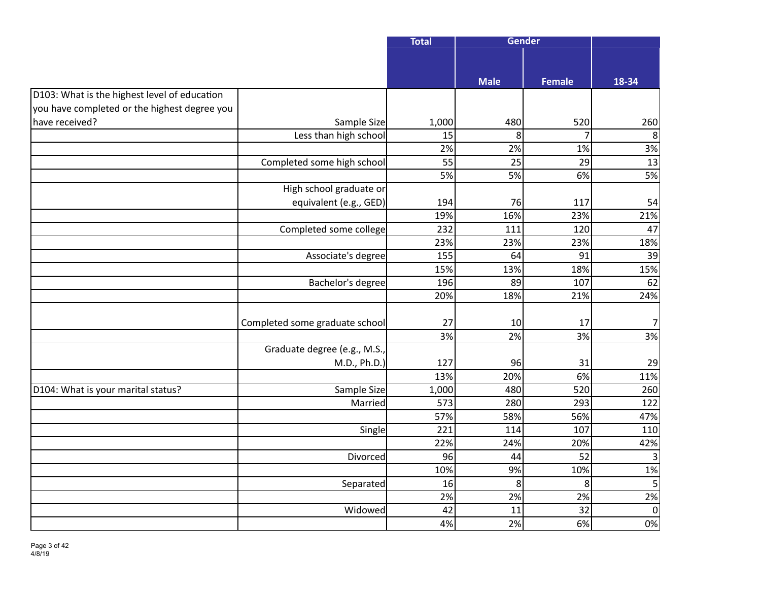| | | Total | Gender | | |
|---|---|---|---|---|---|
| | | | Male | Female | 18-34 |
| D103: What is the highest level of education you have completed or the highest degree you have received? | Sample Size | 1,000 | 480 | 520 | 260 |
| | Less than high school | 15 | 8 | 7 | 8 |
| | | 2% | 2% | 1% | 3% |
| | Completed some high school | 55 | 25 | 29 | 13 |
| | | 5% | 5% | 6% | 5% |
| | High school graduate or equivalent (e.g., GED) | 194 | 76 | 117 | 54 |
| | | 19% | 16% | 23% | 21% |
| | Completed some college | 232 | 111 | 120 | 47 |
| | | 23% | 23% | 23% | 18% |
| | Associate's degree | 155 | 64 | 91 | 39 |
| | | 15% | 13% | 18% | 15% |
| | Bachelor's degree | 196 | 89 | 107 | 62 |
| | | 20% | 18% | 21% | 24% |
| | Completed some graduate school | 27 | 10 | 17 | 7 |
| | | 3% | 2% | 3% | 3% |
| | Graduate degree (e.g., M.S., M.D., Ph.D.) | 127 | 96 | 31 | 29 |
| | | 13% | 20% | 6% | 11% |
| D104: What is your marital status? | Sample Size | 1,000 | 480 | 520 | 260 |
| | Married | 573 | 280 | 293 | 122 |
| | | 57% | 58% | 56% | 47% |
| | Single | 221 | 114 | 107 | 110 |
| | | 22% | 24% | 20% | 42% |
| | Divorced | 96 | 44 | 52 | 3 |
| | | 10% | 9% | 10% | 1% |
| | Separated | 16 | 8 | 8 | 5 |
| | | 2% | 2% | 2% | 2% |
| | Widowed | 42 | 11 | 32 | 0 |
| | | 4% | 2% | 6% | 0% |

4/8/19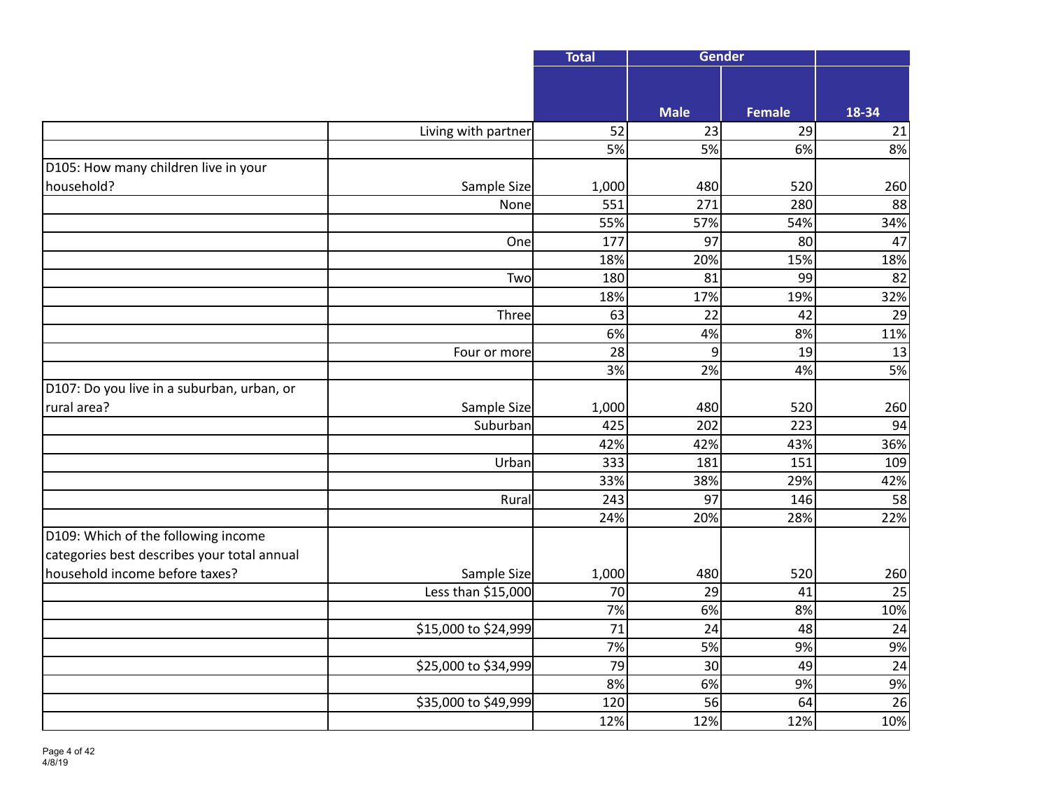| | | Total | Gender | | |
|---|---|---|---|---|---|
| | | | Male | Female | 18-34 |
| | Living with partner | 52 | 23 | 29 | 21 |
| | | 5% | 5% | 6% | 8% |
| D105: How many children live in your household? | Sample Size | 1,000 | 480 | 520 | 260 |
| | None | 551 | 271 | 280 | 88 |
| | | 55% | 57% | 54% | 34% |
| | One | 177 | 97 | 80 | 47 |
| | | 18% | 20% | 15% | 18% |
| | Two | 180 | 81 | 99 | 82 |
| | | 18% | 17% | 19% | 32% |
| | Three | 63 | 22 | 42 | 29 |
| | | 6% | 4% | 8% | 11% |
| | Four or more | 28 | 9 | 19 | 13 |
| | | 3% | 2% | 4% | 5% |
| D107: Do you live in a suburban, urban, or rural area? | Sample Size | 1,000 | 480 | 520 | 260 |
| | Suburban | 425 | 202 | 223 | 94 |
| | | 42% | 42% | 43% | 36% |
| | Urban | 333 | 181 | 151 | 109 |
| | | 33% | 38% | 29% | 42% |
| | Rural | 243 | 97 | 146 | 58 |
| | | 24% | 20% | 28% | 22% |
| D109: Which of the following income categories best describes your total annual household income before taxes? | Sample Size | 1,000 | 480 | 520 | 260 |
| | Less than $15,000 | 70 | 29 | 41 | 25 |
| | | 7% | 6% | 8% | 10% |
| | $15,000 to $24,999 | 71 | 24 | 48 | 24 |
| | | 7% | 5% | 9% | 9% |
| | $25,000 to $34,999 | 79 | 30 | 49 | 24 |
| | | 8% | 6% | 9% | 9% |
| | $35,000 to $49,999 | 120 | 56 | 64 | 26 |
| | | 12% | 12% | 12% | 10% |

4/8/19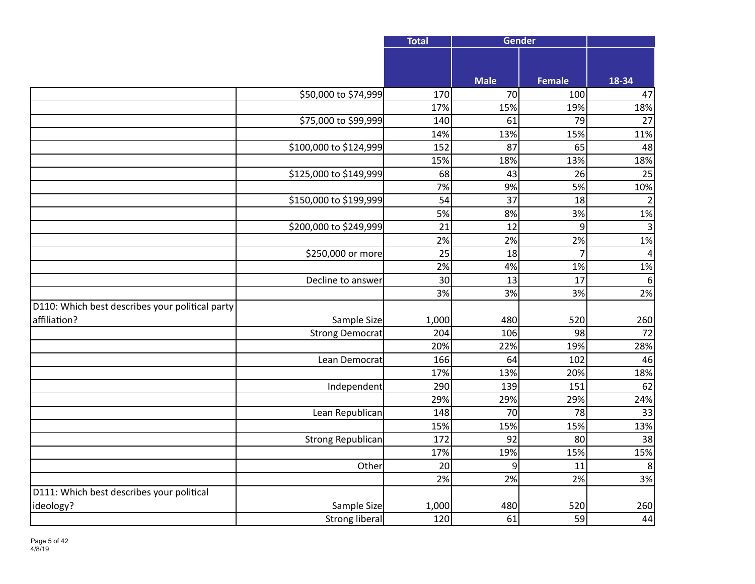| | | Total | Gender | | |
|---|---|---|---|---|---|
| | | | Male | Female | 18-34 |
| | $50,000 to $74,999 | 170 | 70 | 100 | 47 |
| | | 17% | 15% | 19% | 18% |
| | $75,000 to $99,999 | 140 | 61 | 79 | 27 |
| | | 14% | 13% | 15% | 11% |
| | $100,000 to $124,999 | 152 | 87 | 65 | 48 |
| | | 15% | 18% | 13% | 18% |
| | $125,000 to $149,999 | 68 | 43 | 26 | 25 |
| | | 7% | 9% | 5% | 10% |
| | $150,000 to $199,999 | 54 | 37 | 18 | 2 |
| | | 5% | 8% | 3% | 1% |
| | $200,000 to $249,999 | 21 | 12 | 9 | 3 |
| | | 2% | 2% | 2% | 1% |
| | $250,000 or more | 25 | 18 | 7 | 4 |
| | | 2% | 4% | 1% | 1% |
| | Decline to answer | 30 | 13 | 17 | 6 |
| | | 3% | 3% | 3% | 2% |
| D110: Which best describes your political party affiliation? | Sample Size | 1,000 | 480 | 520 | 260 |
| | Strong Democrat | 204 | 106 | 98 | 72 |
| | | 20% | 22% | 19% | 28% |
| | Lean Democrat | 166 | 64 | 102 | 46 |
| | | 17% | 13% | 20% | 18% |
| | Independent | 290 | 139 | 151 | 62 |
| | | 29% | 29% | 29% | 24% |
| | Lean Republican | 148 | 70 | 78 | 33 |
| | | 15% | 15% | 15% | 13% |
| | Strong Republican | 172 | 92 | 80 | 38 |
| | | 17% | 19% | 15% | 15% |
| | Other | 20 | 9 | 11 | 8 |
| | | 2% | 2% | 2% | 3% |
| D111: Which best describes your political ideology? | Sample Size | 1,000 | 480 | 520 | 260 |
| | Strong liberal | 120 | 61 | 59 | 44 |

4/8/19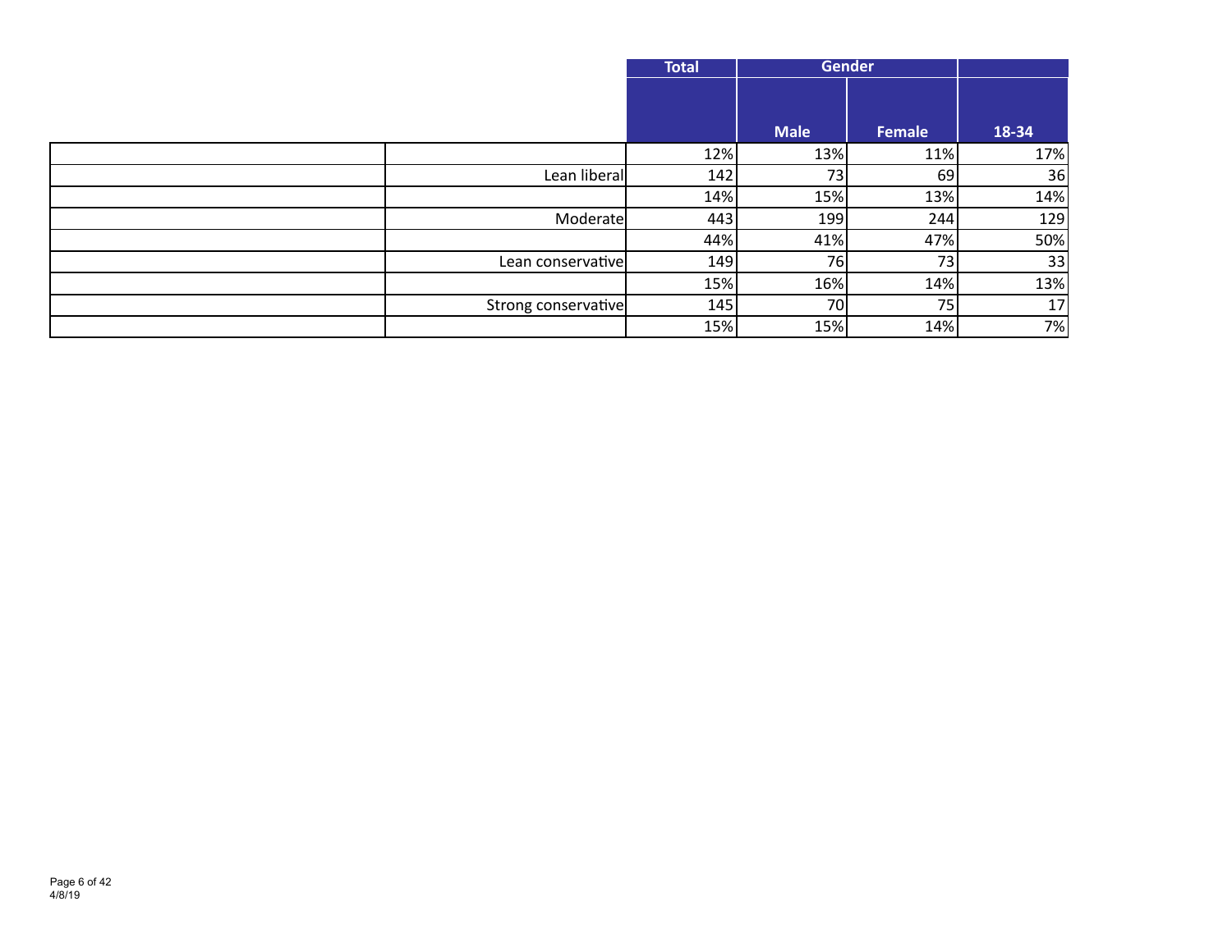| | | Total | Gender | | |
|---|---|---|---|---|---|
| | | | Male | Female | 18-34 |
| | | 12% | 13% | 11% | 17% |
| | Lean liberal | 142 | 73 | 69 | 36 |
| | | 14% | 15% | 13% | 14% |
| | Moderate | 443 | 199 | 244 | 129 |
| | | 44% | 41% | 47% | 50% |
| | Lean conservative | 149 | 76 | 73 | 33 |
| | | 15% | 16% | 14% | 13% |
| | Strong conservative | 145 | 70 | 75 | 17 |
| | | 15% | 15% | 14% | 7% |

4/8/19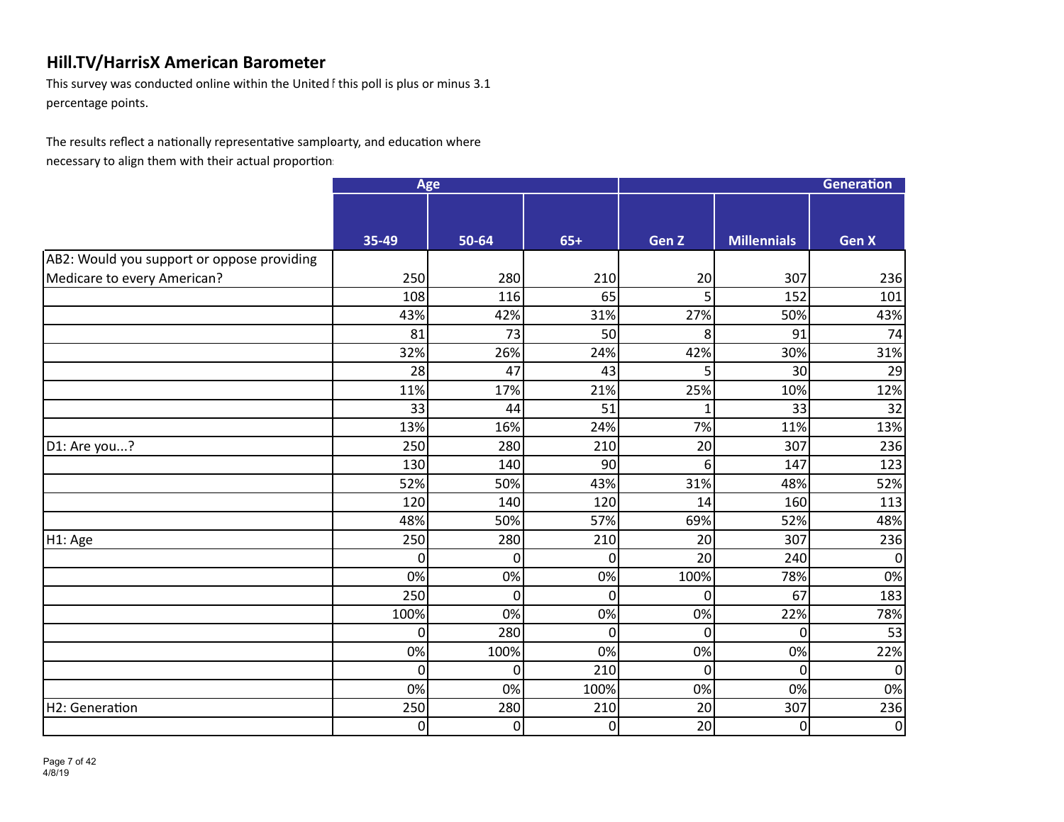## Hill.TV/HarrisX American Barometer

This survey was conducted online within the United f this poll is plus or minus 3.1 percentage points.

The results reflect a nationally representative samploarty, and education where necessary to align them with their actual proportion:

| | Age | | | Generation | | |
|---|---|---|---|---|---|---|
| | 35-49 | 50-64 | 65+ | Gen Z | Millennials | Gen X |
| AB2: Would you support or oppose providing Medicare to every American? | 250 | 280 | 210 | 20 | 307 | 236 |
| | 108 | 116 | 65 | 5 | 152 | 101 |
| | 43% | 42% | 31% | 27% | 50% | 43% |
| | 81 | 73 | 50 | 8 | 91 | 74 |
| | 32% | 26% | 24% | 42% | 30% | 31% |
| | 28 | 47 | 43 | 5 | 30 | 29 |
| | 11% | 17% | 21% | 25% | 10% | 12% |
| | 33 | 44 | 51 | 1 | 33 | 32 |
| | 13% | 16% | 24% | 7% | 11% | 13% |
| D1: Are you...? | 250 | 280 | 210 | 20 | 307 | 236 |
| | 130 | 140 | 90 | 6 | 147 | 123 |
| | 52% | 50% | 43% | 31% | 48% | 52% |
| | 120 | 140 | 120 | 14 | 160 | 113 |
| | 48% | 50% | 57% | 69% | 52% | 48% |
| H1: Age | 250 | 280 | 210 | 20 | 307 | 236 |
| | 0 | 0 | 0 | 20 | 240 | 0 |
| | 0% | 0% | 0% | 100% | 78% | 0% |
| | 250 | 0 | 0 | 0 | 67 | 183 |
| | 100% | 0% | 0% | 0% | 22% | 78% |
| | 0 | 280 | 0 | 0 | 0 | 53 |
| | 0% | 100% | 0% | 0% | 0% | 22% |
| | 0 | 0 | 210 | 0 | 0 | 0 |
| | 0% | 0% | 100% | 0% | 0% | 0% |
| H2: Generation | 250 | 280 | 210 | 20 | 307 | 236 |
| | 0 | 0 | 0 | 20 | 0 | 0 |

4/8/19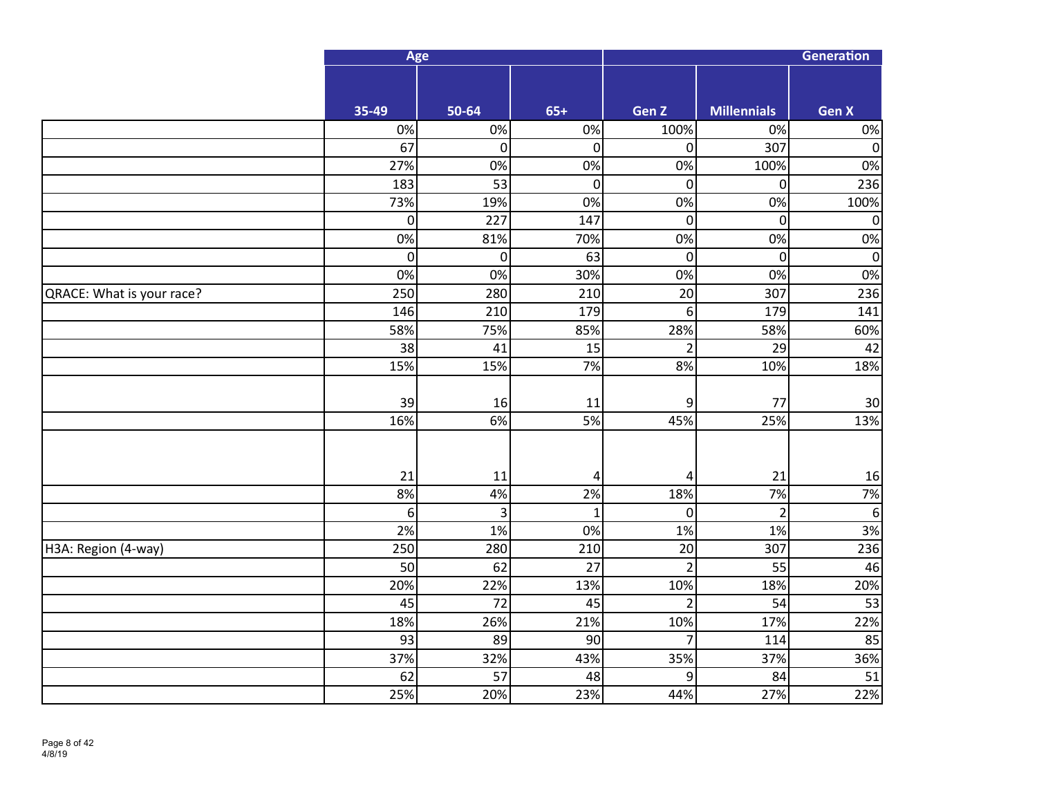| | Age | | | Generation | | |
|---|---|---|---|---|---|---|
| | 35-49 | 50-64 | 65+ | Gen Z | Millennials | Gen X |
| | 0% | 0% | 0% | 100% | 0% | 0% |
| | 67 | 0 | 0 | 0 | 307 | 0 |
| | 27% | 0% | 0% | 0% | 100% | 0% |
| | 183 | 53 | 0 | 0 | 0 | 236 |
| | 73% | 19% | 0% | 0% | 0% | 100% |
| | 0 | 227 | 147 | 0 | 0 | 0 |
| | 0% | 81% | 70% | 0% | 0% | 0% |
| | 0 | 0 | 63 | 0 | 0 | 0 |
| | 0% | 0% | 30% | 0% | 0% | 0% |
| QRACE: What is your race? | 250 | 280 | 210 | 20 | 307 | 236 |
| | 146 | 210 | 179 | 6 | 179 | 141 |
| | 58% | 75% | 85% | 28% | 58% | 60% |
| | 38 | 41 | 15 | 2 | 29 | 42 |
| | 15% | 15% | 7% | 8% | 10% | 18% |
| | 39 | 16 | 11 | 9 | 77 | 30 |
| | 16% | 6% | 5% | 45% | 25% | 13% |
| | 21 | 11 | 4 | 4 | 21 | 16 |
| | 8% | 4% | 2% | 18% | 7% | 7% |
| | 6 | 3 | 1 | 0 | 2 | 6 |
| | 2% | 1% | 0% | 1% | 1% | 3% |
| H3A: Region (4-way) | 250 | 280 | 210 | 20 | 307 | 236 |
| | 50 | 62 | 27 | 2 | 55 | 46 |
| | 20% | 22% | 13% | 10% | 18% | 20% |
| | 45 | 72 | 45 | 2 | 54 | 53 |
| | 18% | 26% | 21% | 10% | 17% | 22% |
| | 93 | 89 | 90 | 7 | 114 | 85 |
| | 37% | 32% | 43% | 35% | 37% | 36% |
| | 62 | 57 | 48 | 9 | 84 | 51 |
| | 25% | 20% | 23% | 44% | 27% | 22% |

4/8/19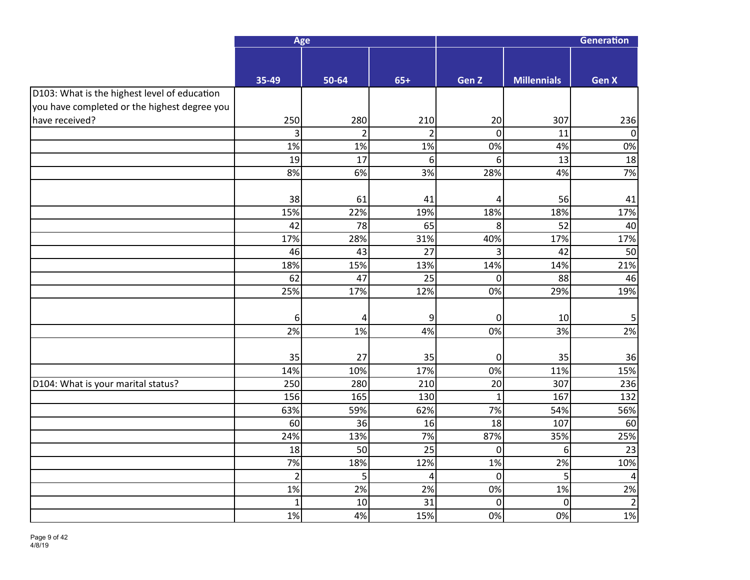| | Age | | | Generation | | |
|---|---|---|---|---|---|---|
| | 35-49 | 50-64 | 65+ | Gen Z | Millennials | Gen X |
| D103: What is the highest level of education you have completed or the highest degree you have received? | 250 | 280 | 210 | 20 | 307 | 236 |
| | 3 | 2 | 2 | 0 | 11 | 0 |
| | 1% | 1% | 1% | 0% | 4% | 0% |
| | 19 | 17 | 6 | 6 | 13 | 18 |
| | 8% | 6% | 3% | 28% | 4% | 7% |
| | 38 | 61 | 41 | 4 | 56 | 41 |
| | 15% | 22% | 19% | 18% | 18% | 17% |
| | 42 | 78 | 65 | 8 | 52 | 40 |
| | 17% | 28% | 31% | 40% | 17% | 17% |
| | 46 | 43 | 27 | 3 | 42 | 50 |
| | 18% | 15% | 13% | 14% | 14% | 21% |
| | 62 | 47 | 25 | 0 | 88 | 46 |
| | 25% | 17% | 12% | 0% | 29% | 19% |
| | 6 | 4 | 9 | 0 | 10 | 5 |
| | 2% | 1% | 4% | 0% | 3% | 2% |
| | 35 | 27 | 35 | 0 | 35 | 36 |
| | 14% | 10% | 17% | 0% | 11% | 15% |
| D104: What is your marital status? | 250 | 280 | 210 | 20 | 307 | 236 |
| | 156 | 165 | 130 | 1 | 167 | 132 |
| | 63% | 59% | 62% | 7% | 54% | 56% |
| | 60 | 36 | 16 | 18 | 107 | 60 |
| | 24% | 13% | 7% | 87% | 35% | 25% |
| | 18 | 50 | 25 | 0 | 6 | 23 |
| | 7% | 18% | 12% | 1% | 2% | 10% |
| | 2 | 5 | 4 | 0 | 5 | 4 |
| | 1% | 2% | 2% | 0% | 1% | 2% |
| | 1 | 10 | 31 | 0 | 0 | 2 |
| | 1% | 4% | 15% | 0% | 0% | 1% |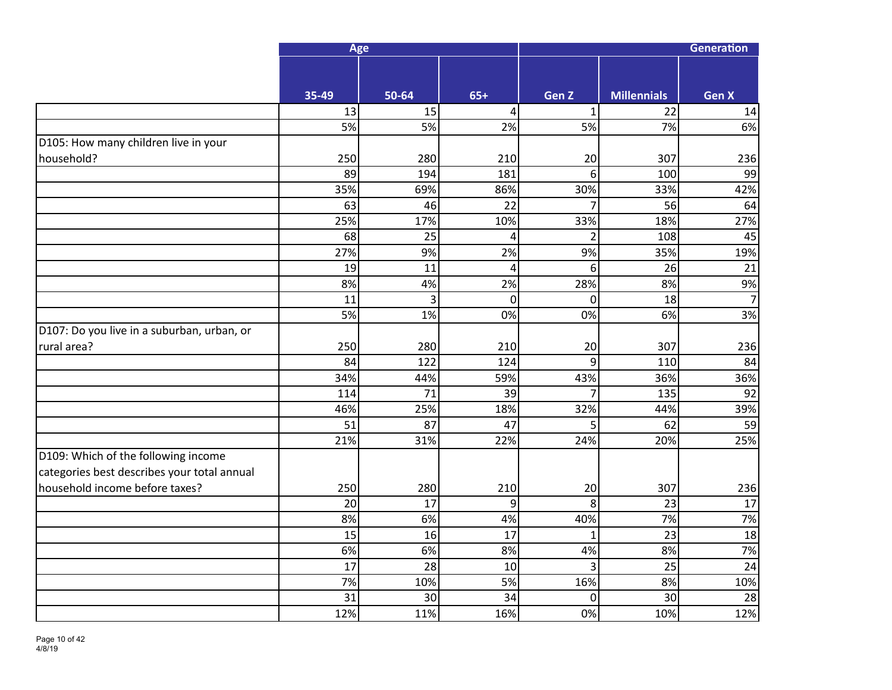| | Age | | | Generation | | |
|---|---|---|---|---|---|---|
| | 35-49 | 50-64 | 65+ | Gen Z | Millennials | Gen X |
| | 13 | 15 | 4 | 1 | 22 | 14 |
| | 5% | 5% | 2% | 5% | 7% | 6% |
| D105: How many children live in your household? | 250 | 280 | 210 | 20 | 307 | 236 |
| | 89 | 194 | 181 | 6 | 100 | 99 |
| | 35% | 69% | 86% | 30% | 33% | 42% |
| | 63 | 46 | 22 | 7 | 56 | 64 |
| | 25% | 17% | 10% | 33% | 18% | 27% |
| | 68 | 25 | 4 | 2 | 108 | 45 |
| | 27% | 9% | 2% | 9% | 35% | 19% |
| | 19 | 11 | 4 | 6 | 26 | 21 |
| | 8% | 4% | 2% | 28% | 8% | 9% |
| | 11 | 3 | 0 | 0 | 18 | 7 |
| | 5% | 1% | 0% | 0% | 6% | 3% |
| D107: Do you live in a suburban, urban, or rural area? | 250 | 280 | 210 | 20 | 307 | 236 |
| | 84 | 122 | 124 | 9 | 110 | 84 |
| | 34% | 44% | 59% | 43% | 36% | 36% |
| | 114 | 71 | 39 | 7 | 135 | 92 |
| | 46% | 25% | 18% | 32% | 44% | 39% |
| | 51 | 87 | 47 | 5 | 62 | 59 |
| | 21% | 31% | 22% | 24% | 20% | 25% |
| D109: Which of the following income categories best describes your total annual household income before taxes? | 250 | 280 | 210 | 20 | 307 | 236 |
| | 20 | 17 | 9 | 8 | 23 | 17 |
| | 8% | 6% | 4% | 40% | 7% | 7% |
| | 15 | 16 | 17 | 1 | 23 | 18 |
| | 6% | 6% | 8% | 4% | 8% | 7% |
| | 17 | 28 | 10 | 3 | 25 | 24 |
| | 7% | 10% | 5% | 16% | 8% | 10% |
| | 31 | 30 | 34 | 0 | 30 | 28 |
| | 12% | 11% | 16% | 0% | 10% | 12% |

4/8/19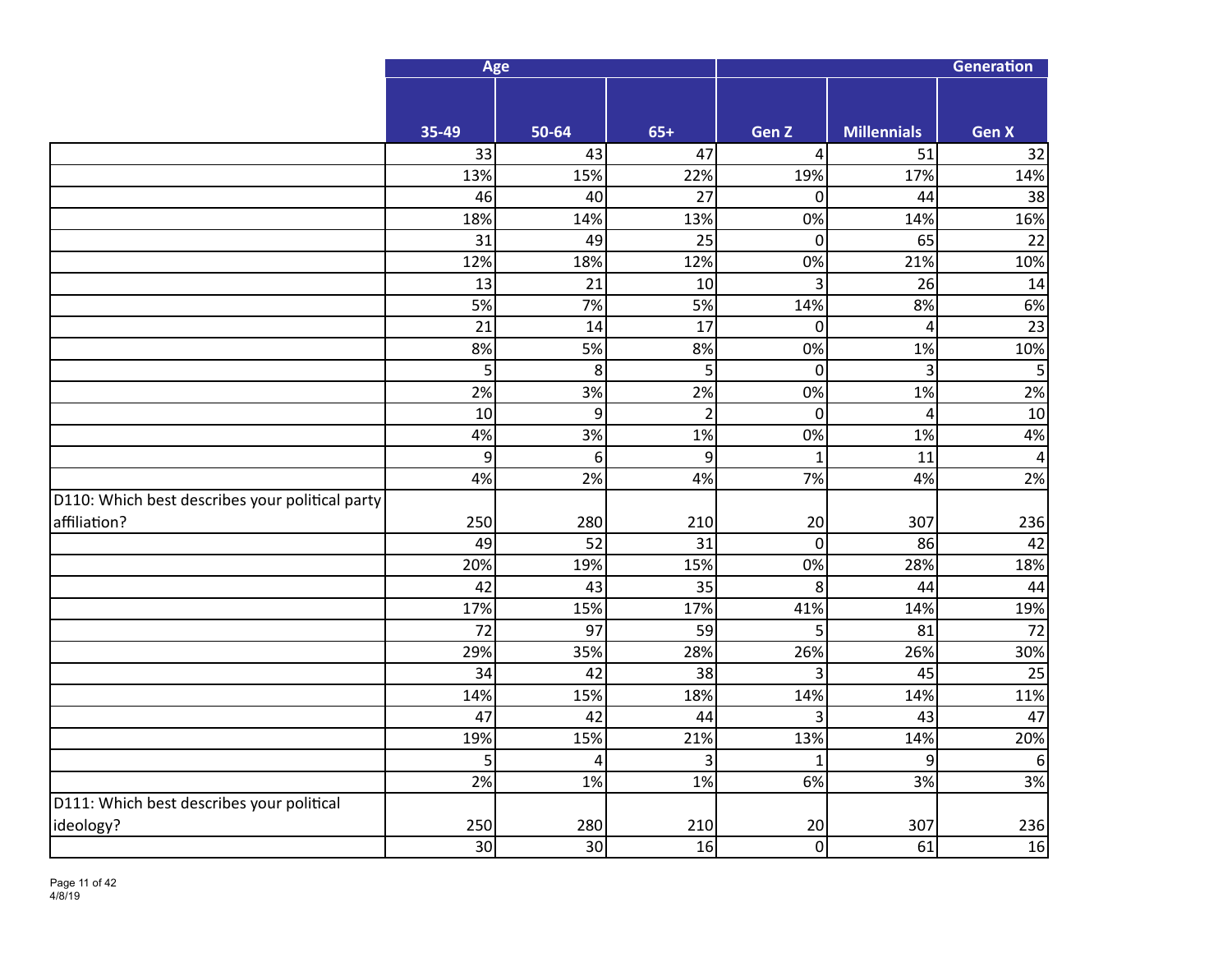| | Age | | | Generation | | |
|---|---|---|---|---|---|---|
| | 35-49 | 50-64 | 65+ | Gen Z | Millennials | Gen X |
| | 33 | 43 | 47 | 4 | 51 | 32 |
| | 13% | 15% | 22% | 19% | 17% | 14% |
| | 46 | 40 | 27 | 0 | 44 | 38 |
| | 18% | 14% | 13% | 0% | 14% | 16% |
| | 31 | 49 | 25 | 0 | 65 | 22 |
| | 12% | 18% | 12% | 0% | 21% | 10% |
| | 13 | 21 | 10 | 3 | 26 | 14 |
| | 5% | 7% | 5% | 14% | 8% | 6% |
| | 21 | 14 | 17 | 0 | 4 | 23 |
| | 8% | 5% | 8% | 0% | 1% | 10% |
| | 5 | 8 | 5 | 0 | 3 | 5 |
| | 2% | 3% | 2% | 0% | 1% | 2% |
| | 10 | 9 | 2 | 0 | 4 | 10 |
| | 4% | 3% | 1% | 0% | 1% | 4% |
| | 9 | 6 | 9 | 1 | 11 | 4 |
| | 4% | 2% | 4% | 7% | 4% | 2% |
| D110: Which best describes your political party affiliation? | 250 | 280 | 210 | 20 | 307 | 236 |
| | 49 | 52 | 31 | 0 | 86 | 42 |
| | 20% | 19% | 15% | 0% | 28% | 18% |
| | 42 | 43 | 35 | 8 | 44 | 44 |
| | 17% | 15% | 17% | 41% | 14% | 19% |
| | 72 | 97 | 59 | 5 | 81 | 72 |
| | 29% | 35% | 28% | 26% | 26% | 30% |
| | 34 | 42 | 38 | 3 | 45 | 25 |
| | 14% | 15% | 18% | 14% | 14% | 11% |
| | 47 | 42 | 44 | 3 | 43 | 47 |
| | 19% | 15% | 21% | 13% | 14% | 20% |
| | 5 | 4 | 3 | 1 | 9 | 6 |
| | 2% | 1% | 1% | 6% | 3% | 3% |
| D111: Which best describes your political ideology? | 250 | 280 | 210 | 20 | 307 | 236 |
| | 30 | 30 | 16 | 0 | 61 | 16 |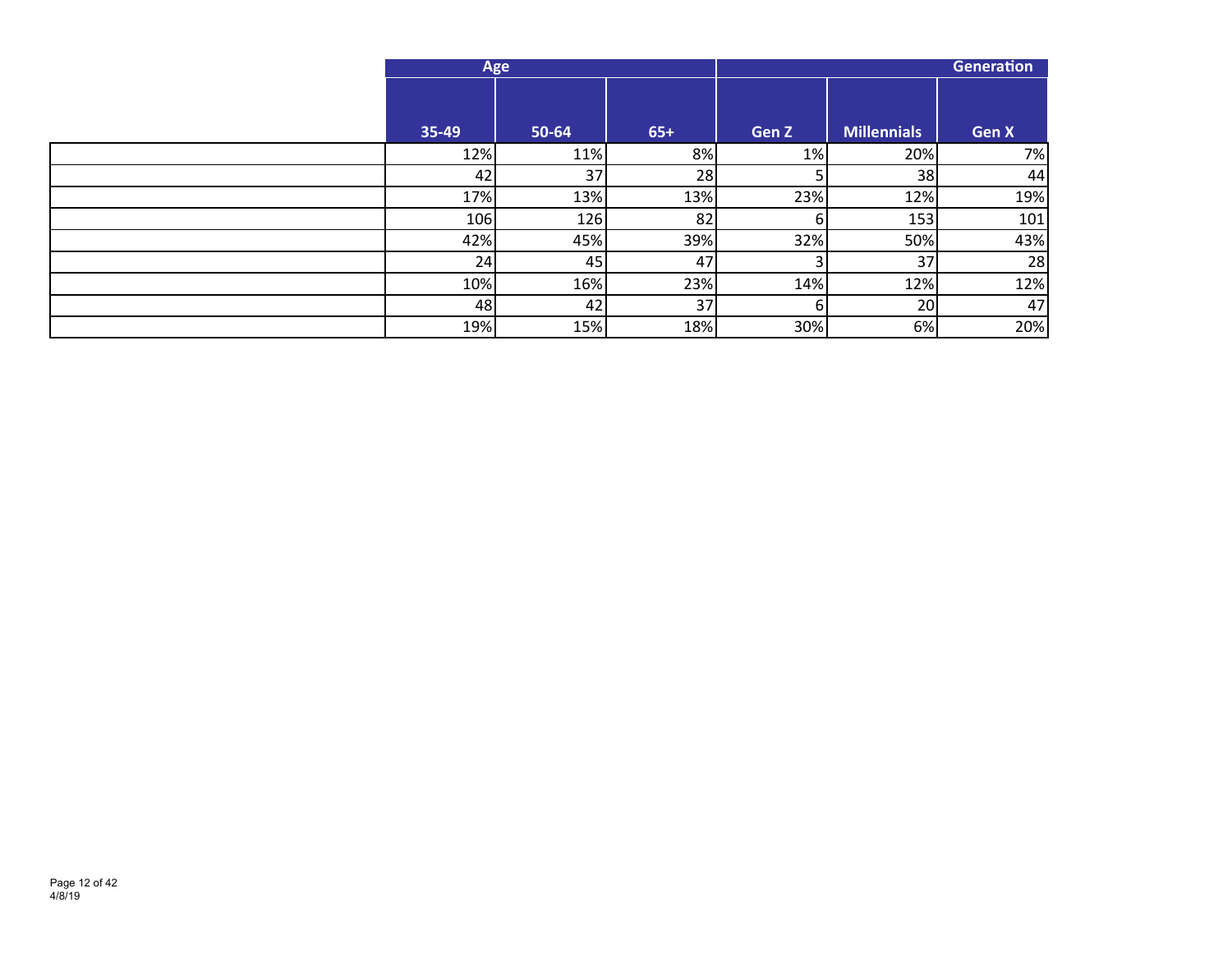| | Age | | | Generation | | |
|---|---|---|---|---|---|---|
| | 35-49 | 50-64 | 65+ | Gen Z | Millennials | Gen X |
| | 12% | 11% | 8% | 1% | 20% | 7% |
| | 42 | 37 | 28 | 5 | 38 | 44 |
| | 17% | 13% | 13% | 23% | 12% | 19% |
| | 106 | 126 | 82 | 6 | 153 | 101 |
| | 42% | 45% | 39% | 32% | 50% | 43% |
| | 24 | 45 | 47 | 3 | 37 | 28 |
| | 10% | 16% | 23% | 14% | 12% | 12% |
| | 48 | 42 | 37 | 6 | 20 | 47 |
| | 19% | 15% | 18% | 30% | 6% | 20% |

4/8/19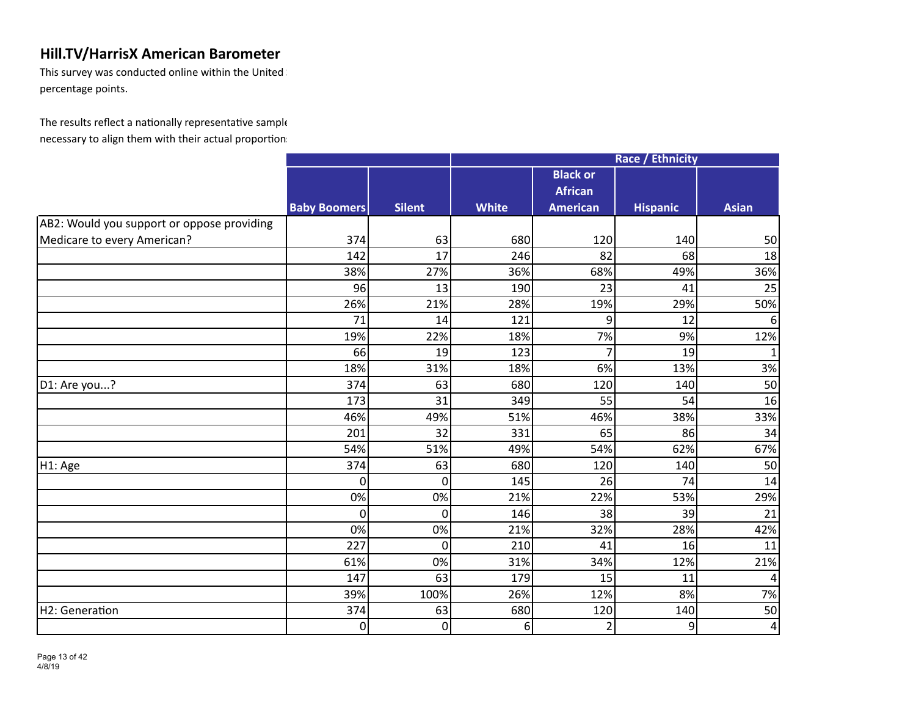## Hill.TV/HarrisX American Barometer

This survey was conducted online within the United
percentage points.

The results reflect a nationally representative sample
necessary to align them with their actual proportion

| | | | Race / Ethnicity | | | |
|---|---|---|---|---|---|---|
| | Baby Boomers | Silent | White | Black or African American | Hispanic | Asian |
| AB2: Would you support or oppose providing Medicare to every American? | 374 | 63 | 680 | 120 | 140 | 50 |
| | 142 | 17 | 246 | 82 | 68 | 18 |
| | 38% | 27% | 36% | 68% | 49% | 36% |
| | 96 | 13 | 190 | 23 | 41 | 25 |
| | 26% | 21% | 28% | 19% | 29% | 50% |
| | 71 | 14 | 121 | 9 | 12 | 6 |
| | 19% | 22% | 18% | 7% | 9% | 12% |
| | 66 | 19 | 123 | 7 | 19 | 1 |
| | 18% | 31% | 18% | 6% | 13% | 3% |
| D1: Are you...? | 374 | 63 | 680 | 120 | 140 | 50 |
| | 173 | 31 | 349 | 55 | 54 | 16 |
| | 46% | 49% | 51% | 46% | 38% | 33% |
| | 201 | 32 | 331 | 65 | 86 | 34 |
| | 54% | 51% | 49% | 54% | 62% | 67% |
| H1: Age | 374 | 63 | 680 | 120 | 140 | 50 |
| | 0 | 0 | 145 | 26 | 74 | 14 |
| | 0% | 0% | 21% | 22% | 53% | 29% |
| | 0 | 0 | 146 | 38 | 39 | 21 |
| | 0% | 0% | 21% | 32% | 28% | 42% |
| | 227 | 0 | 210 | 41 | 16 | 11 |
| | 61% | 0% | 31% | 34% | 12% | 21% |
| | 147 | 63 | 179 | 15 | 11 | 4 |
| | 39% | 100% | 26% | 12% | 8% | 7% |
| H2: Generation | 374 | 63 | 680 | 120 | 140 | 50 |
| | 0 | 0 | 6 | 2 | 9 | 4 |

4/8/19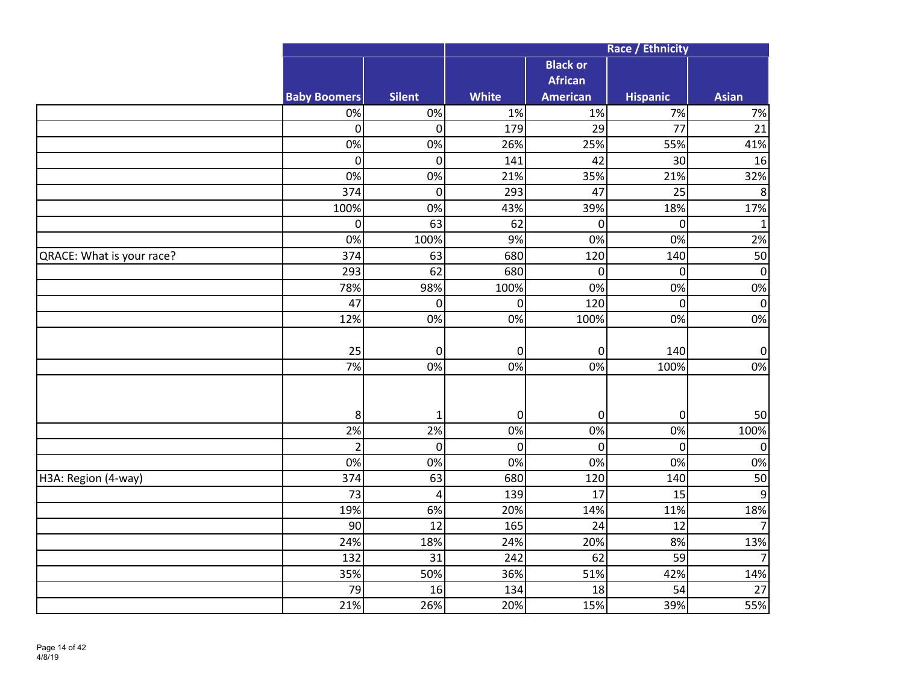| | | | Race / Ethnicity | | | |
|---|---|---|---|---|---|---|
| | Baby Boomers | Silent | White | Black or African American | Hispanic | Asian |
| | 0% | 0% | 1% | 1% | 7% | 7% |
| | 0 | 0 | 179 | 29 | 77 | 21 |
| | 0% | 0% | 26% | 25% | 55% | 41% |
| | 0 | 0 | 141 | 42 | 30 | 16 |
| | 0% | 0% | 21% | 35% | 21% | 32% |
| | 374 | 0 | 293 | 47 | 25 | 8 |
| | 100% | 0% | 43% | 39% | 18% | 17% |
| | 0 | 63 | 62 | 0 | 0 | 1 |
| | 0% | 100% | 9% | 0% | 0% | 2% |
| QRACE: What is your race? | 374 | 63 | 680 | 120 | 140 | 50 |
| | 293 | 62 | 680 | 0 | 0 | 0 |
| | 78% | 98% | 100% | 0% | 0% | 0% |
| | 47 | 0 | 0 | 120 | 0 | 0 |
| | 12% | 0% | 0% | 100% | 0% | 0% |
| | 25 | 0 | 0 | 0 | 140 | 0 |
| | 7% | 0% | 0% | 0% | 100% | 0% |
| | 8 | 1 | 0 | 0 | 0 | 50 |
| | 2% | 2% | 0% | 0% | 0% | 100% |
| | 2 | 0 | 0 | 0 | 0 | 0 |
| | 0% | 0% | 0% | 0% | 0% | 0% |
| H3A: Region (4-way) | 374 | 63 | 680 | 120 | 140 | 50 |
| | 73 | 4 | 139 | 17 | 15 | 9 |
| | 19% | 6% | 20% | 14% | 11% | 18% |
| | 90 | 12 | 165 | 24 | 12 | 7 |
| | 24% | 18% | 24% | 20% | 8% | 13% |
| | 132 | 31 | 242 | 62 | 59 | 7 |
| | 35% | 50% | 36% | 51% | 42% | 14% |
| | 79 | 16 | 134 | 18 | 54 | 27 |
| | 21% | 26% | 20% | 15% | 39% | 55% |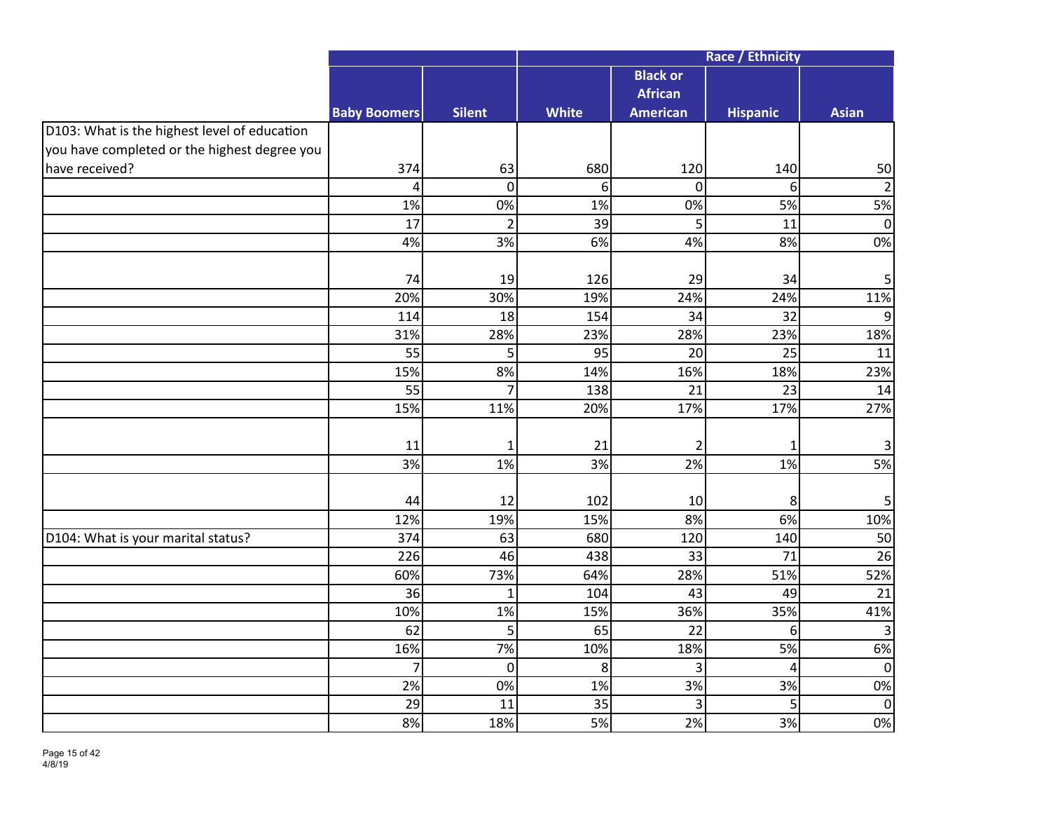| | | | Race / Ethnicity | | | |
|---|---|---|---|---|---|---|
| | Baby Boomers | Silent | White | Black or African American | Hispanic | Asian |
| D103: What is the highest level of education you have completed or the highest degree you have received? | 374 | 63 | 680 | 120 | 140 | 50 |
| | 4 | 0 | 6 | 0 | 6 | 2 |
| | 1% | 0% | 1% | 0% | 5% | 5% |
| | 17 | 2 | 39 | 5 | 11 | 0 |
| | 4% | 3% | 6% | 4% | 8% | 0% |
| | 74 | 19 | 126 | 29 | 34 | 5 |
| | 20% | 30% | 19% | 24% | 24% | 11% |
| | 114 | 18 | 154 | 34 | 32 | 9 |
| | 31% | 28% | 23% | 28% | 23% | 18% |
| | 55 | 5 | 95 | 20 | 25 | 11 |
| | 15% | 8% | 14% | 16% | 18% | 23% |
| | 55 | 7 | 138 | 21 | 23 | 14 |
| | 15% | 11% | 20% | 17% | 17% | 27% |
| | 11 | 1 | 21 | 2 | 1 | 3 |
| | 3% | 1% | 3% | 2% | 1% | 5% |
| | 44 | 12 | 102 | 10 | 8 | 5 |
| | 12% | 19% | 15% | 8% | 6% | 10% |
| D104: What is your marital status? | 374 | 63 | 680 | 120 | 140 | 50 |
| | 226 | 46 | 438 | 33 | 71 | 26 |
| | 60% | 73% | 64% | 28% | 51% | 52% |
| | 36 | 1 | 104 | 43 | 49 | 21 |
| | 10% | 1% | 15% | 36% | 35% | 41% |
| | 62 | 5 | 65 | 22 | 6 | 3 |
| | 16% | 7% | 10% | 18% | 5% | 6% |
| | 7 | 0 | 8 | 3 | 4 | 0 |
| | 2% | 0% | 1% | 3% | 3% | 0% |
| | 29 | 11 | 35 | 3 | 5 | 0 |
| | 8% | 18% | 5% | 2% | 3% | 0% |

4/8/19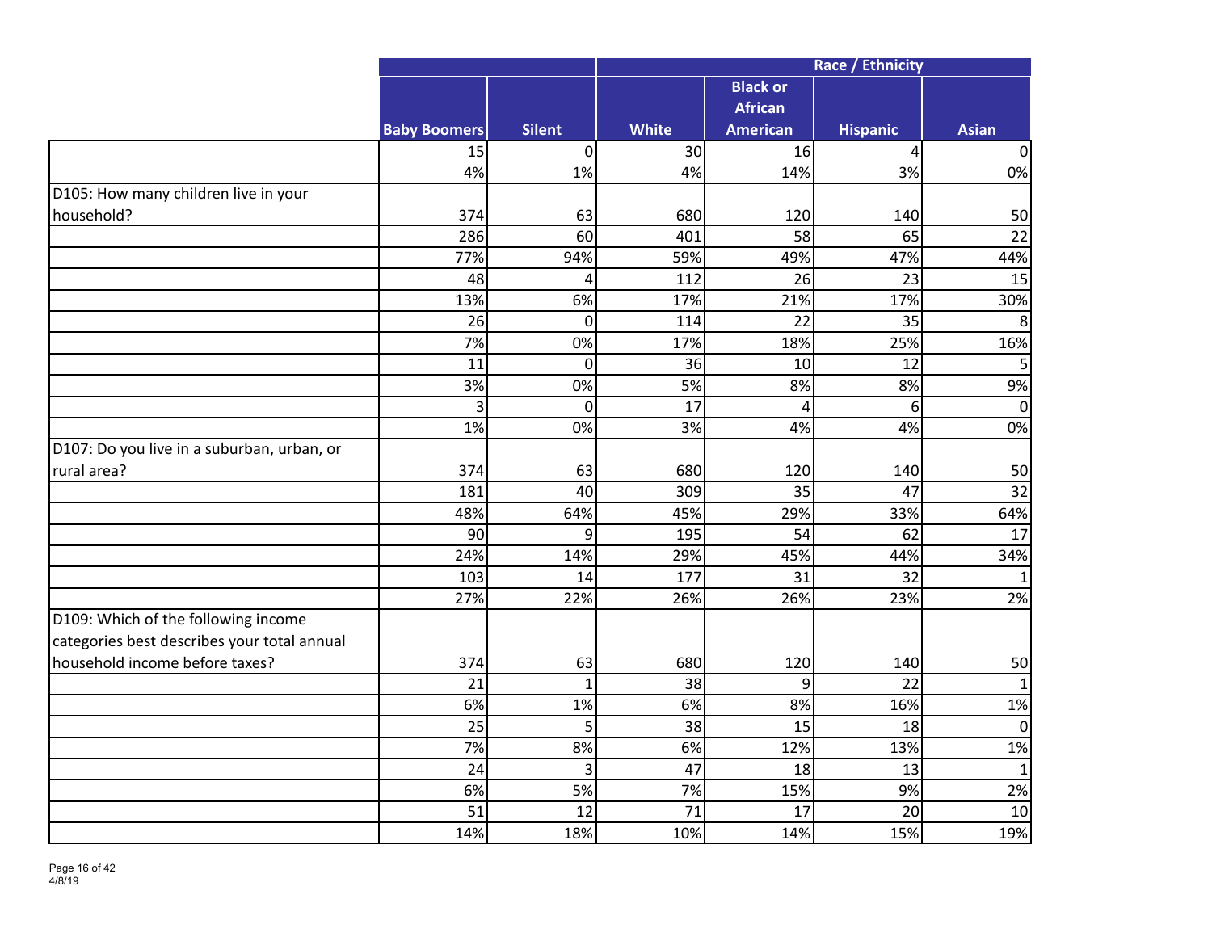| | Baby Boomers | Silent | Race / Ethnicity | | | |
|---|---|---|---|---|---|---|
| | | | White | Black or African American | Hispanic | Asian |
| | 15 | 0 | 30 | 16 | 4 | 0 |
| | 4% | 1% | 4% | 14% | 3% | 0% |
| D105: How many children live in your household? | 374 | 63 | 680 | 120 | 140 | 50 |
| | 286 | 60 | 401 | 58 | 65 | 22 |
| | 77% | 94% | 59% | 49% | 47% | 44% |
| | 48 | 4 | 112 | 26 | 23 | 15 |
| | 13% | 6% | 17% | 21% | 17% | 30% |
| | 26 | 0 | 114 | 22 | 35 | 8 |
| | 7% | 0% | 17% | 18% | 25% | 16% |
| | 11 | 0 | 36 | 10 | 12 | 5 |
| | 3% | 0% | 5% | 8% | 8% | 9% |
| | 3 | 0 | 17 | 4 | 6 | 0 |
| | 1% | 0% | 3% | 4% | 4% | 0% |
| D107: Do you live in a suburban, urban, or rural area? | 374 | 63 | 680 | 120 | 140 | 50 |
| | 181 | 40 | 309 | 35 | 47 | 32 |
| | 48% | 64% | 45% | 29% | 33% | 64% |
| | 90 | 9 | 195 | 54 | 62 | 17 |
| | 24% | 14% | 29% | 45% | 44% | 34% |
| | 103 | 14 | 177 | 31 | 32 | 1 |
| | 27% | 22% | 26% | 26% | 23% | 2% |
| D109: Which of the following income categories best describes your total annual household income before taxes? | 374 | 63 | 680 | 120 | 140 | 50 |
| | 21 | 1 | 38 | 9 | 22 | 1 |
| | 6% | 1% | 6% | 8% | 16% | 1% |
| | 25 | 5 | 38 | 15 | 18 | 0 |
| | 7% | 8% | 6% | 12% | 13% | 1% |
| | 24 | 3 | 47 | 18 | 13 | 1 |
| | 6% | 5% | 7% | 15% | 9% | 2% |
| | 51 | 12 | 71 | 17 | 20 | 10 |
| | 14% | 18% | 10% | 14% | 15% | 19% |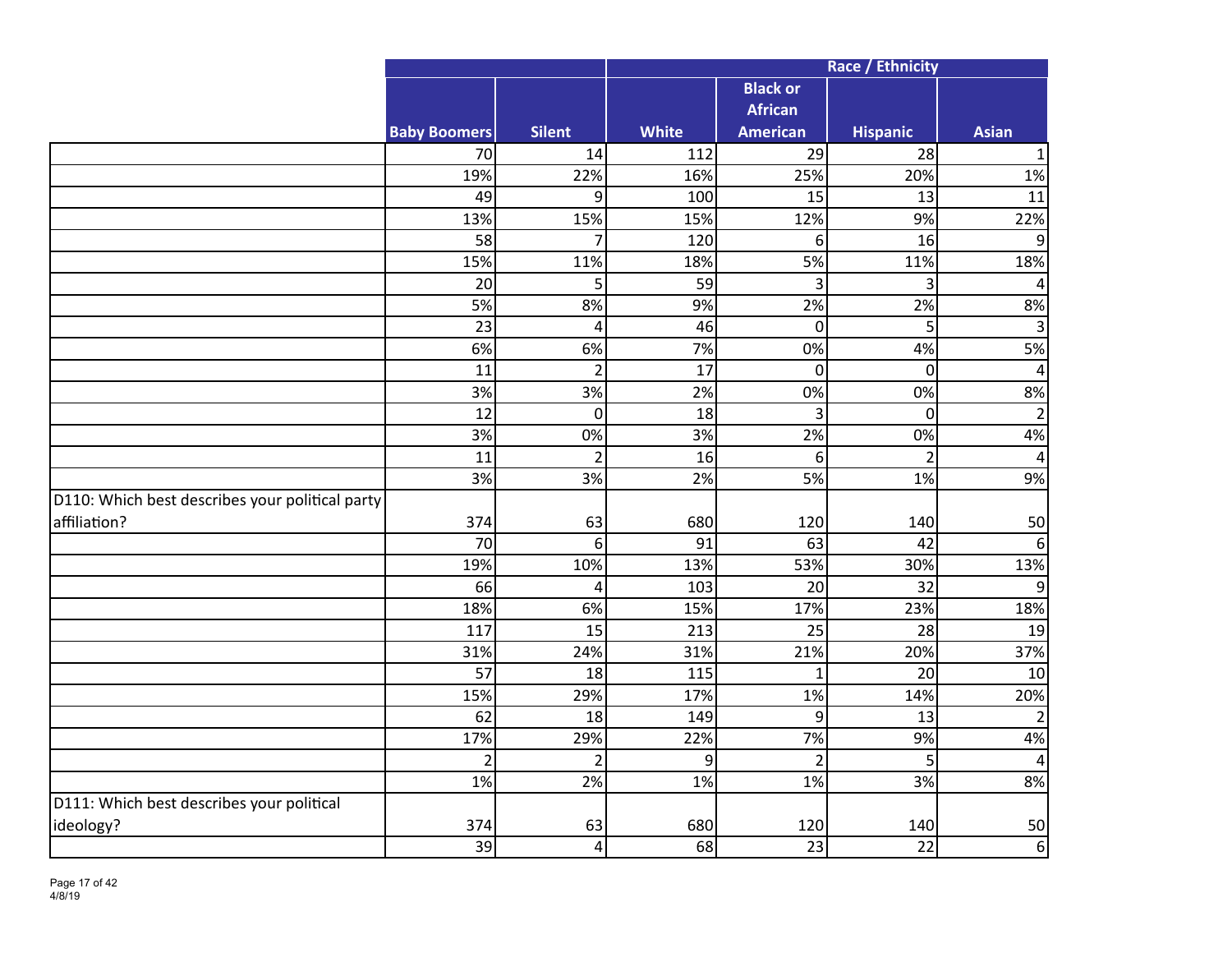| | | | Race / Ethnicity | | | |
|---|---|---|---|---|---|---|
| | Baby Boomers | Silent | White | Black or African American | Hispanic | Asian |
| | 70 | 14 | 112 | 29 | 28 | 1 |
| | 19% | 22% | 16% | 25% | 20% | 1% |
| | 49 | 9 | 100 | 15 | 13 | 11 |
| | 13% | 15% | 15% | 12% | 9% | 22% |
| | 58 | 7 | 120 | 6 | 16 | 9 |
| | 15% | 11% | 18% | 5% | 11% | 18% |
| | 20 | 5 | 59 | 3 | 3 | 4 |
| | 5% | 8% | 9% | 2% | 2% | 8% |
| | 23 | 4 | 46 | 0 | 5 | 3 |
| | 6% | 6% | 7% | 0% | 4% | 5% |
| | 11 | 2 | 17 | 0 | 0 | 4 |
| | 3% | 3% | 2% | 0% | 0% | 8% |
| | 12 | 0 | 18 | 3 | 0 | 2 |
| | 3% | 0% | 3% | 2% | 0% | 4% |
| | 11 | 2 | 16 | 6 | 2 | 4 |
| | 3% | 3% | 2% | 5% | 1% | 9% |
| D110: Which best describes your political party affiliation? | 374 | 63 | 680 | 120 | 140 | 50 |
| | 70 | 6 | 91 | 63 | 42 | 6 |
| | 19% | 10% | 13% | 53% | 30% | 13% |
| | 66 | 4 | 103 | 20 | 32 | 9 |
| | 18% | 6% | 15% | 17% | 23% | 18% |
| | 117 | 15 | 213 | 25 | 28 | 19 |
| | 31% | 24% | 31% | 21% | 20% | 37% |
| | 57 | 18 | 115 | 1 | 20 | 10 |
| | 15% | 29% | 17% | 1% | 14% | 20% |
| | 62 | 18 | 149 | 9 | 13 | 2 |
| | 17% | 29% | 22% | 7% | 9% | 4% |
| | 2 | 2 | 9 | 2 | 5 | 4 |
| | 1% | 2% | 1% | 1% | 3% | 8% |
| D111: Which best describes your political ideology? | 374 | 63 | 680 | 120 | 140 | 50 |
| | 39 | 4 | 68 | 23 | 22 | 6 |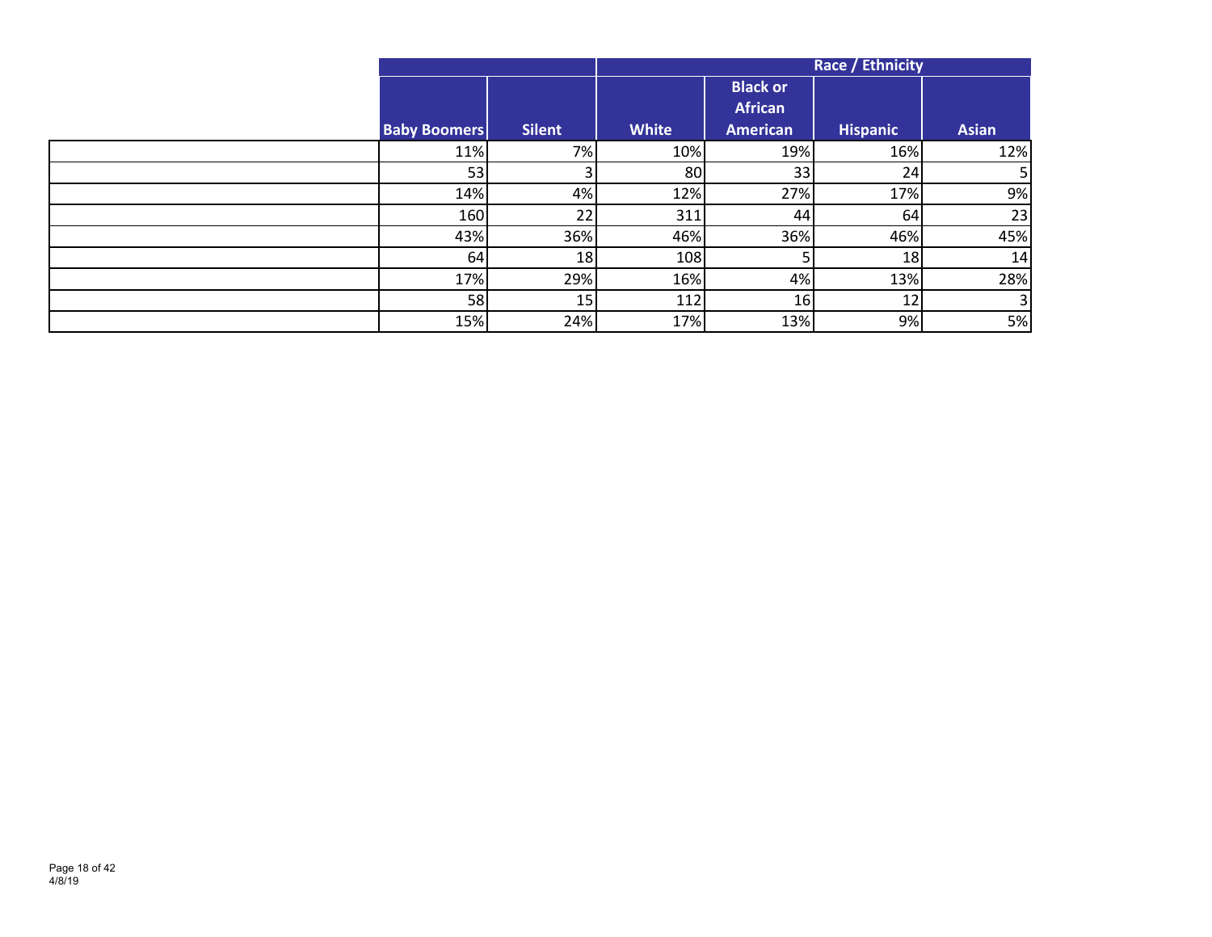| | | | Race / Ethnicity | | | |
|---|---|---|---|---|---|---|
| | Baby Boomers | Silent | White | Black or African American | Hispanic | Asian |
| | 11% | 7% | 10% | 19% | 16% | 12% |
| | 53 | 3 | 80 | 33 | 24 | 5 |
| | 14% | 4% | 12% | 27% | 17% | 9% |
| | 160 | 22 | 311 | 44 | 64 | 23 |
| | 43% | 36% | 46% | 36% | 46% | 45% |
| | 64 | 18 | 108 | 5 | 18 | 14 |
| | 17% | 29% | 16% | 4% | 13% | 28% |
| | 58 | 15 | 112 | 16 | 12 | 3 |
| | 15% | 24% | 17% | 13% | 9% | 5% |

4/8/19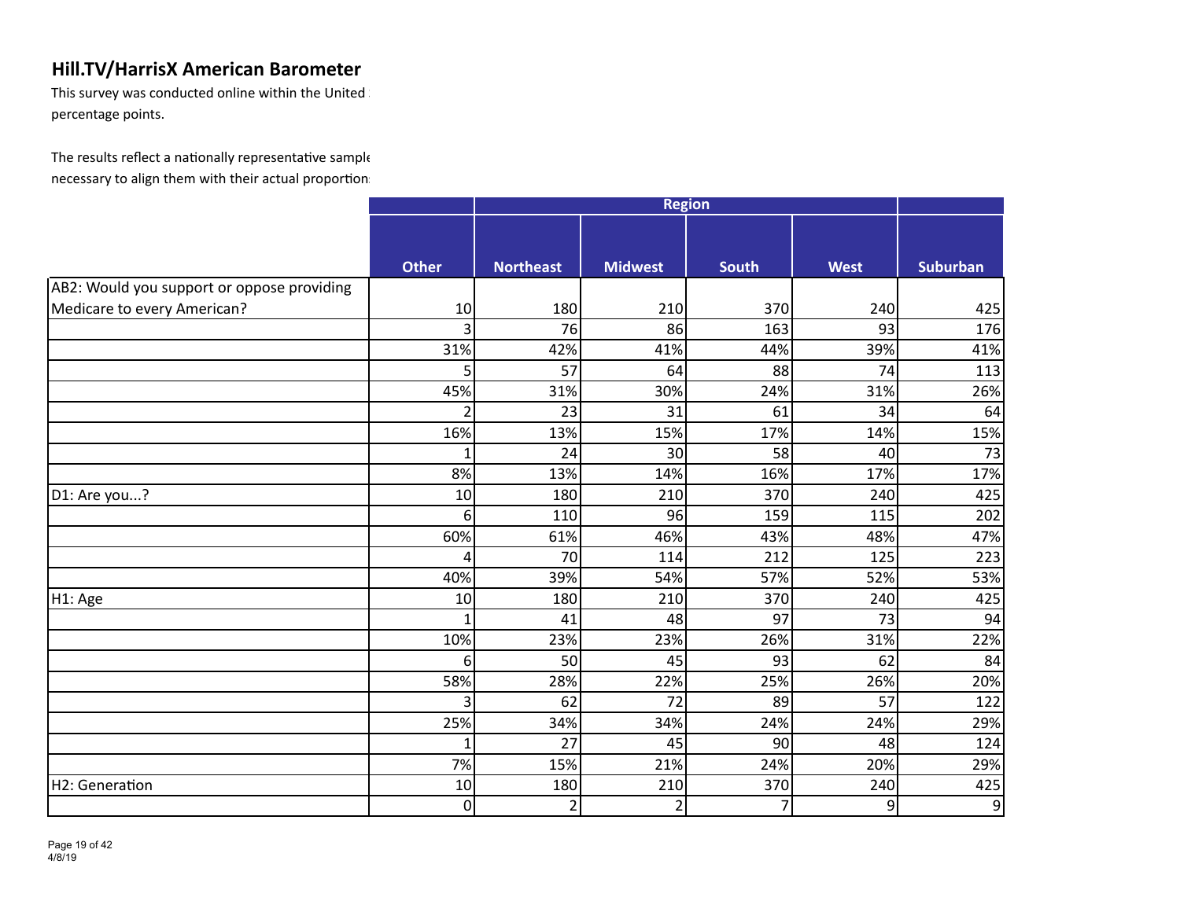## Hill.TV/HarrisX American Barometer

This survey was conducted online within the United
percentage points.

The results reflect a nationally representative sample
necessary to align them with their actual proportions

| | | Region | | | | |
|---|---|---|---|---|---|---|
| | Other | Northeast | Midwest | South | West | Suburban |
| AB2: Would you support or oppose providing Medicare to every American? | 10 | 180 | 210 | 370 | 240 | 425 |
| | 3 | 76 | 86 | 163 | 93 | 176 |
| | 31% | 42% | 41% | 44% | 39% | 41% |
| | 5 | 57 | 64 | 88 | 74 | 113 |
| | 45% | 31% | 30% | 24% | 31% | 26% |
| | 2 | 23 | 31 | 61 | 34 | 64 |
| | 16% | 13% | 15% | 17% | 14% | 15% |
| | 1 | 24 | 30 | 58 | 40 | 73 |
| | 8% | 13% | 14% | 16% | 17% | 17% |
| D1: Are you...? | 10 | 180 | 210 | 370 | 240 | 425 |
| | 6 | 110 | 96 | 159 | 115 | 202 |
| | 60% | 61% | 46% | 43% | 48% | 47% |
| | 4 | 70 | 114 | 212 | 125 | 223 |
| | 40% | 39% | 54% | 57% | 52% | 53% |
| H1: Age | 10 | 180 | 210 | 370 | 240 | 425 |
| | 1 | 41 | 48 | 97 | 73 | 94 |
| | 10% | 23% | 23% | 26% | 31% | 22% |
| | 6 | 50 | 45 | 93 | 62 | 84 |
| | 58% | 28% | 22% | 25% | 26% | 20% |
| | 3 | 62 | 72 | 89 | 57 | 122 |
| | 25% | 34% | 34% | 24% | 24% | 29% |
| | 1 | 27 | 45 | 90 | 48 | 124 |
| | 7% | 15% | 21% | 24% | 20% | 29% |
| H2: Generation | 10 | 180 | 210 | 370 | 240 | 425 |
| | 0 | 2 | 2 | 7 | 9 | 9 |

4/8/19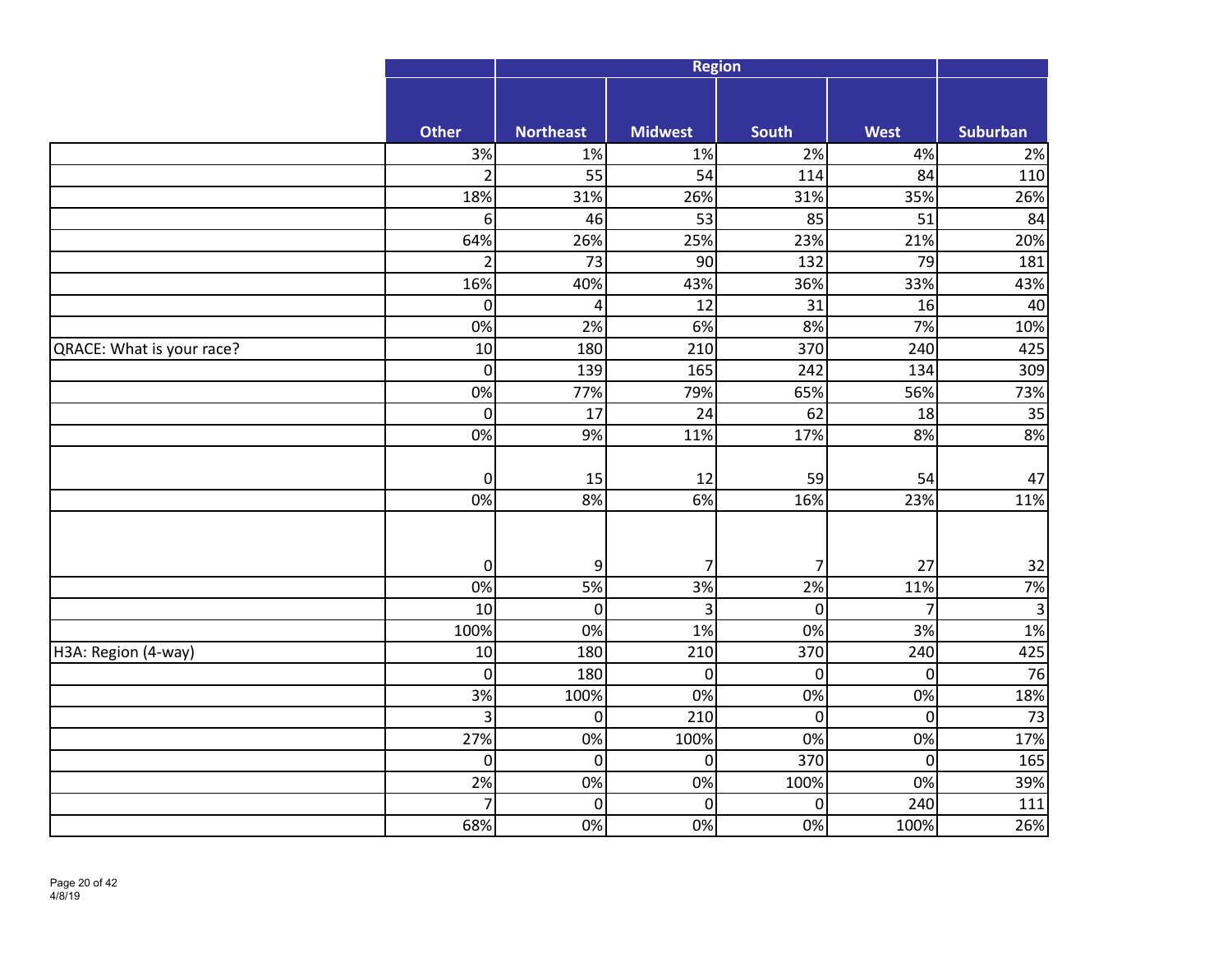| | Other | Region | | | | |
|---|---|---|---|---|---|---|
| | | Northeast | Midwest | South | West | Suburban |
| | 3% | 1% | 1% | 2% | 4% | 2% |
| | 2 | 55 | 54 | 114 | 84 | 110 |
| | 18% | 31% | 26% | 31% | 35% | 26% |
| | 6 | 46 | 53 | 85 | 51 | 84 |
| | 64% | 26% | 25% | 23% | 21% | 20% |
| | 2 | 73 | 90 | 132 | 79 | 181 |
| | 16% | 40% | 43% | 36% | 33% | 43% |
| | 0 | 4 | 12 | 31 | 16 | 40 |
| | 0% | 2% | 6% | 8% | 7% | 10% |
| QRACE: What is your race? | 10 | 180 | 210 | 370 | 240 | 425 |
| | 0 | 139 | 165 | 242 | 134 | 309 |
| | 0% | 77% | 79% | 65% | 56% | 73% |
| | 0 | 17 | 24 | 62 | 18 | 35 |
| | 0% | 9% | 11% | 17% | 8% | 8% |
| | 0 | 15 | 12 | 59 | 54 | 47 |
| | 0% | 8% | 6% | 16% | 23% | 11% |
| | 0 | 9 | 7 | 7 | 27 | 32 |
| | 0% | 5% | 3% | 2% | 11% | 7% |
| | 10 | 0 | 3 | 0 | 7 | 3 |
| | 100% | 0% | 1% | 0% | 3% | 1% |
| H3A: Region (4-way) | 10 | 180 | 210 | 370 | 240 | 425 |
| | 0 | 180 | 0 | 0 | 0 | 76 |
| | 3% | 100% | 0% | 0% | 0% | 18% |
| | 3 | 0 | 210 | 0 | 0 | 73 |
| | 27% | 0% | 100% | 0% | 0% | 17% |
| | 0 | 0 | 0 | 370 | 0 | 165 |
| | 2% | 0% | 0% | 100% | 0% | 39% |
| | 7 | 0 | 0 | 0 | 240 | 111 |
| | 68% | 0% | 0% | 0% | 100% | 26% |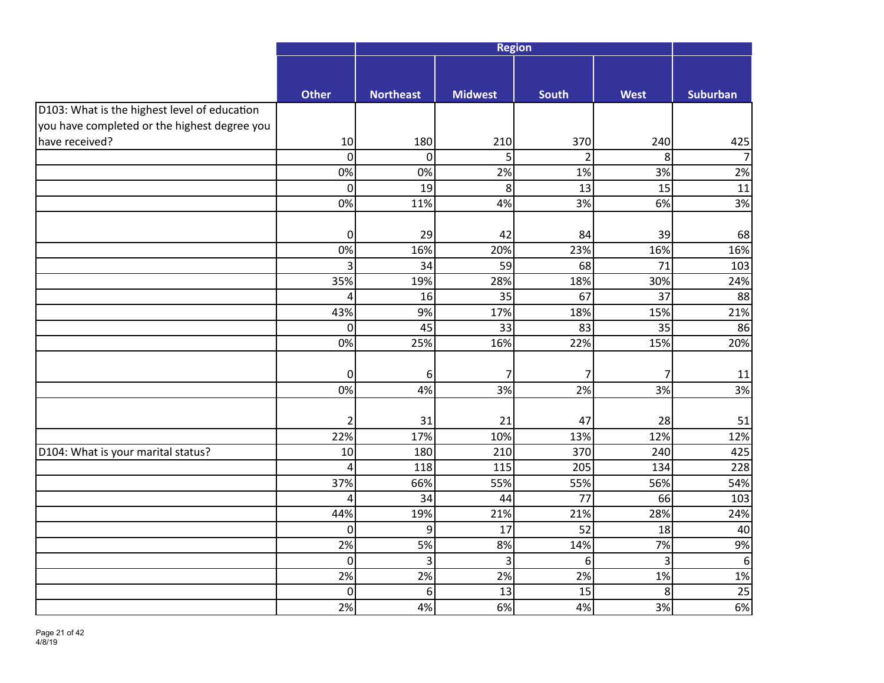| | Other | Region | | | | |
|---|---|---|---|---|---|---|
| | | Northeast | Midwest | South | West | Suburban |
| D103: What is the highest level of education you have completed or the highest degree you have received? | 10 | 180 | 210 | 370 | 240 | 425 |
| | 0 | 0 | 5 | 2 | 8 | 7 |
| | 0% | 0% | 2% | 1% | 3% | 2% |
| | 0 | 19 | 8 | 13 | 15 | 11 |
| | 0% | 11% | 4% | 3% | 6% | 3% |
| | 0 | 29 | 42 | 84 | 39 | 68 |
| | 0% | 16% | 20% | 23% | 16% | 16% |
| | 3 | 34 | 59 | 68 | 71 | 103 |
| | 35% | 19% | 28% | 18% | 30% | 24% |
| | 4 | 16 | 35 | 67 | 37 | 88 |
| | 43% | 9% | 17% | 18% | 15% | 21% |
| | 0 | 45 | 33 | 83 | 35 | 86 |
| | 0% | 25% | 16% | 22% | 15% | 20% |
| | 0 | 6 | 7 | 7 | 7 | 11 |
| | 0% | 4% | 3% | 2% | 3% | 3% |
| | 2 | 31 | 21 | 47 | 28 | 51 |
| | 22% | 17% | 10% | 13% | 12% | 12% |
| D104: What is your marital status? | 10 | 180 | 210 | 370 | 240 | 425 |
| | 4 | 118 | 115 | 205 | 134 | 228 |
| | 37% | 66% | 55% | 55% | 56% | 54% |
| | 4 | 34 | 44 | 77 | 66 | 103 |
| | 44% | 19% | 21% | 21% | 28% | 24% |
| | 0 | 9 | 17 | 52 | 18 | 40 |
| | 2% | 5% | 8% | 14% | 7% | 9% |
| | 0 | 3 | 3 | 6 | 3 | 6 |
| | 2% | 2% | 2% | 2% | 1% | 1% |
| | 0 | 6 | 13 | 15 | 8 | 25 |
| | 2% | 4% | 6% | 4% | 3% | 6% |

4/8/19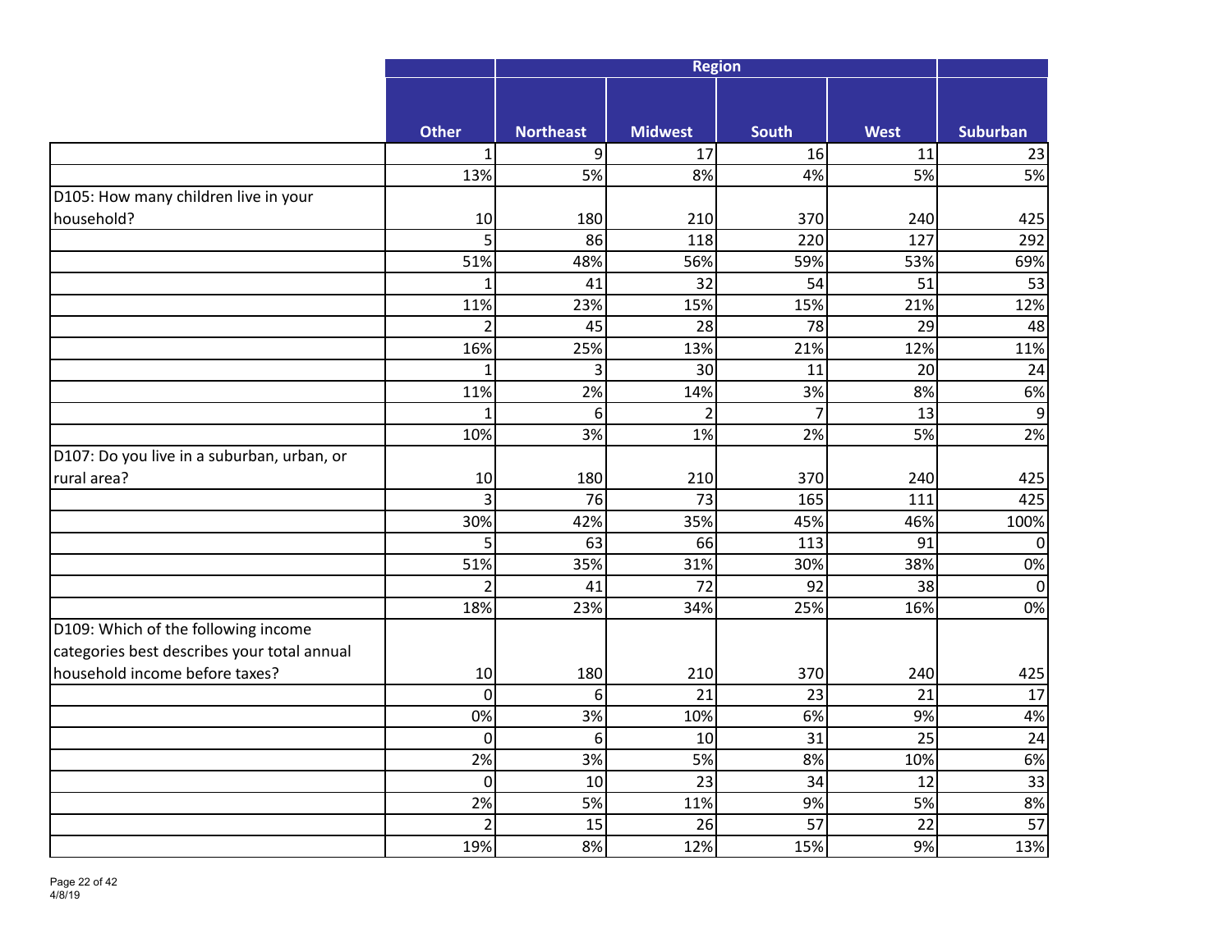| | | Region | | | | |
|---|---|---|---|---|---|---|
| | Other | Northeast | Midwest | South | West | Suburban |
| | 1 | 9 | 17 | 16 | 11 | 23 |
| | 13% | 5% | 8% | 4% | 5% | 5% |
| D105: How many children live in your household? | 10 | 180 | 210 | 370 | 240 | 425 |
| | 5 | 86 | 118 | 220 | 127 | 292 |
| | 51% | 48% | 56% | 59% | 53% | 69% |
| | 1 | 41 | 32 | 54 | 51 | 53 |
| | 11% | 23% | 15% | 15% | 21% | 12% |
| | 2 | 45 | 28 | 78 | 29 | 48 |
| | 16% | 25% | 13% | 21% | 12% | 11% |
| | 1 | 3 | 30 | 11 | 20 | 24 |
| | 11% | 2% | 14% | 3% | 8% | 6% |
| | 1 | 6 | 2 | 7 | 13 | 9 |
| | 10% | 3% | 1% | 2% | 5% | 2% |
| D107: Do you live in a suburban, urban, or rural area? | 10 | 180 | 210 | 370 | 240 | 425 |
| | 3 | 76 | 73 | 165 | 111 | 425 |
| | 30% | 42% | 35% | 45% | 46% | 100% |
| | 5 | 63 | 66 | 113 | 91 | 0 |
| | 51% | 35% | 31% | 30% | 38% | 0% |
| | 2 | 41 | 72 | 92 | 38 | 0 |
| | 18% | 23% | 34% | 25% | 16% | 0% |
| D109: Which of the following income categories best describes your total annual household income before taxes? | 10 | 180 | 210 | 370 | 240 | 425 |
| | 0 | 6 | 21 | 23 | 21 | 17 |
| | 0% | 3% | 10% | 6% | 9% | 4% |
| | 0 | 6 | 10 | 31 | 25 | 24 |
| | 2% | 3% | 5% | 8% | 10% | 6% |
| | 0 | 10 | 23 | 34 | 12 | 33 |
| | 2% | 5% | 11% | 9% | 5% | 8% |
| | 2 | 15 | 26 | 57 | 22 | 57 |
| | 19% | 8% | 12% | 15% | 9% | 13% |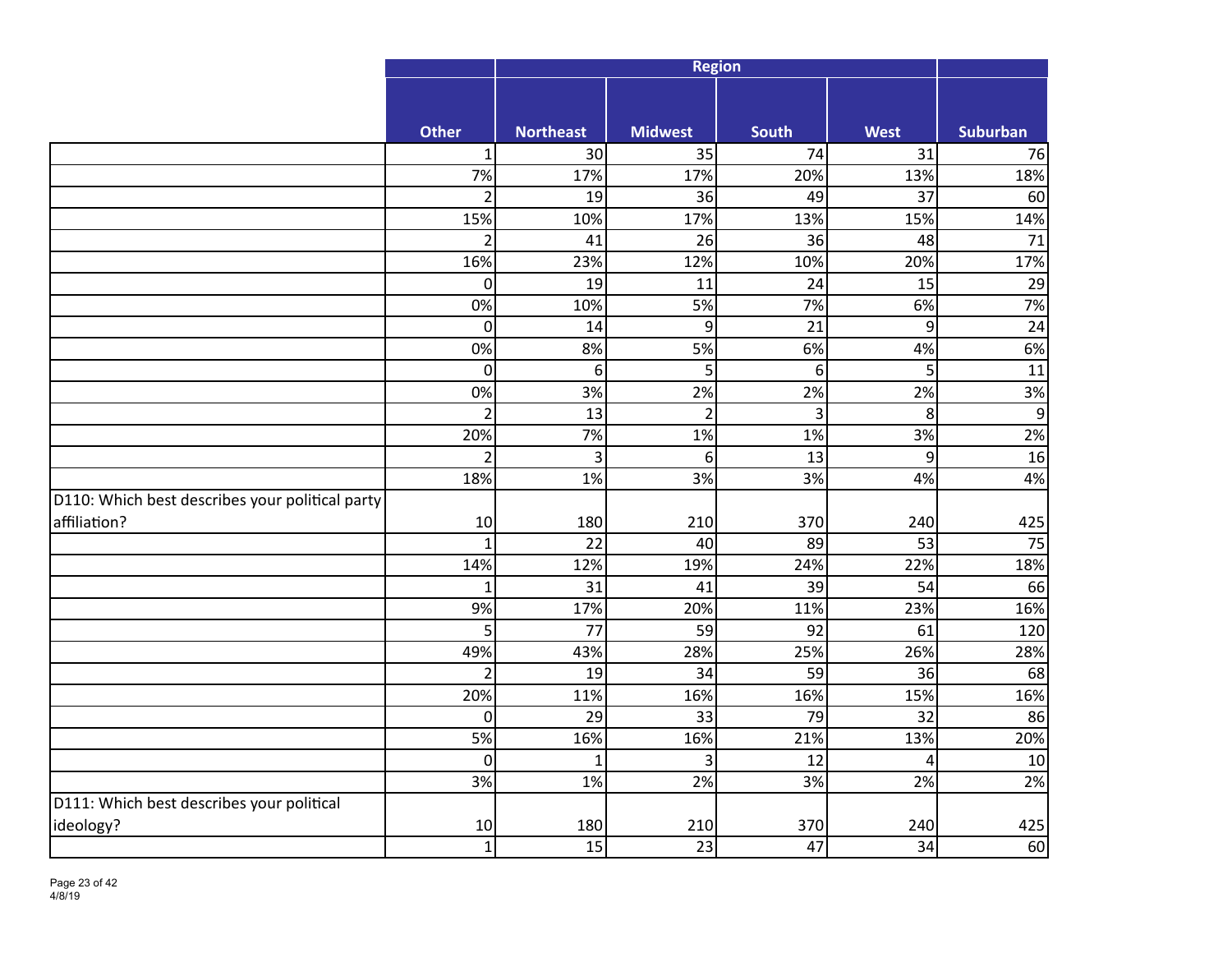| | Other | Region | | | | |
|---|---|---|---|---|---|---|
| | | Northeast | Midwest | South | West | Suburban |
| | 1 | 30 | 35 | 74 | 31 | 76 |
| | 7% | 17% | 17% | 20% | 13% | 18% |
| | 2 | 19 | 36 | 49 | 37 | 60 |
| | 15% | 10% | 17% | 13% | 15% | 14% |
| | 2 | 41 | 26 | 36 | 48 | 71 |
| | 16% | 23% | 12% | 10% | 20% | 17% |
| | 0 | 19 | 11 | 24 | 15 | 29 |
| | 0% | 10% | 5% | 7% | 6% | 7% |
| | 0 | 14 | 9 | 21 | 9 | 24 |
| | 0% | 8% | 5% | 6% | 4% | 6% |
| | 0 | 6 | 5 | 6 | 5 | 11 |
| | 0% | 3% | 2% | 2% | 2% | 3% |
| | 2 | 13 | 2 | 3 | 8 | 9 |
| | 20% | 7% | 1% | 1% | 3% | 2% |
| | 2 | 3 | 6 | 13 | 9 | 16 |
| | 18% | 1% | 3% | 3% | 4% | 4% |
| D110: Which best describes your political party affiliation? | 10 | 180 | 210 | 370 | 240 | 425 |
| | 1 | 22 | 40 | 89 | 53 | 75 |
| | 14% | 12% | 19% | 24% | 22% | 18% |
| | 1 | 31 | 41 | 39 | 54 | 66 |
| | 9% | 17% | 20% | 11% | 23% | 16% |
| | 5 | 77 | 59 | 92 | 61 | 120 |
| | 49% | 43% | 28% | 25% | 26% | 28% |
| | 2 | 19 | 34 | 59 | 36 | 68 |
| | 20% | 11% | 16% | 16% | 15% | 16% |
| | 0 | 29 | 33 | 79 | 32 | 86 |
| | 5% | 16% | 16% | 21% | 13% | 20% |
| | 0 | 1 | 3 | 12 | 4 | 10 |
| | 3% | 1% | 2% | 3% | 2% | 2% |
| D111: Which best describes your political ideology? | 10 | 180 | 210 | 370 | 240 | 425 |
| | 1 | 15 | 23 | 47 | 34 | 60 |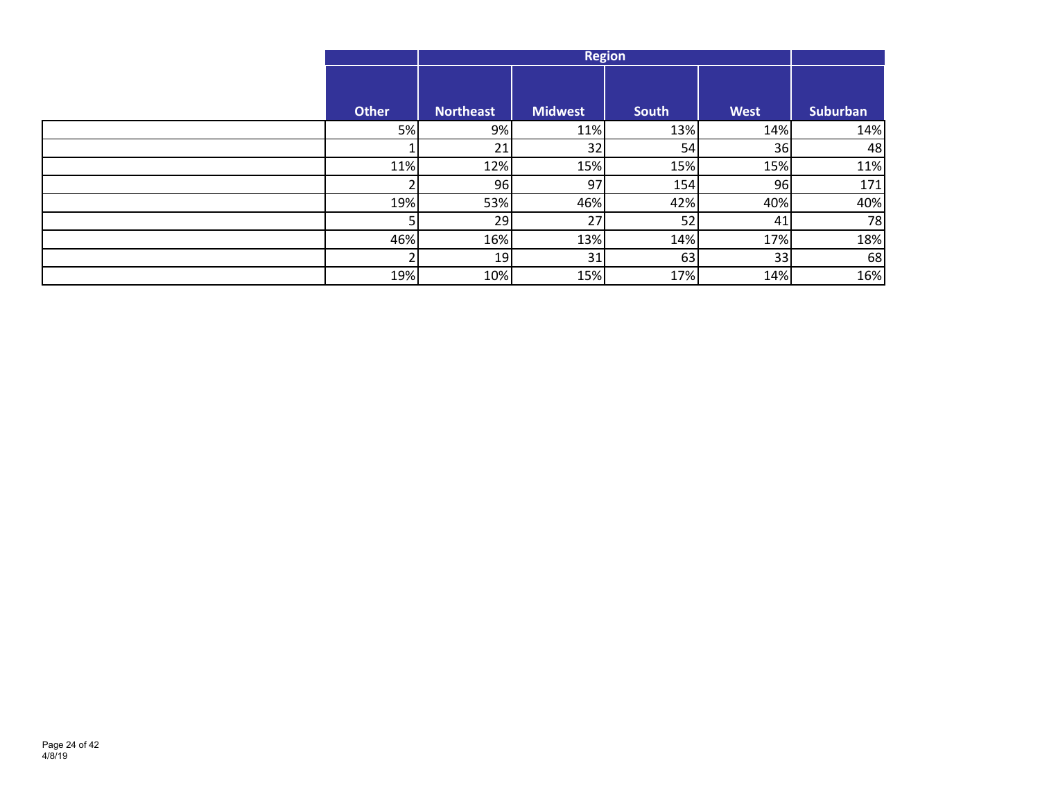| | Other | Region | | | | |
|---|---|---|---|---|---|---|
| | | Northeast | Midwest | South | West | Suburban |
| | 5% | 9% | 11% | 13% | 14% | 14% |
| | 1 | 21 | 32 | 54 | 36 | 48 |
| | 11% | 12% | 15% | 15% | 15% | 11% |
| | 2 | 96 | 97 | 154 | 96 | 171 |
| | 19% | 53% | 46% | 42% | 40% | 40% |
| | 5 | 29 | 27 | 52 | 41 | 78 |
| | 46% | 16% | 13% | 14% | 17% | 18% |
| | 2 | 19 | 31 | 63 | 33 | 68 |
| | 19% | 10% | 15% | 17% | 14% | 16% |

4/8/19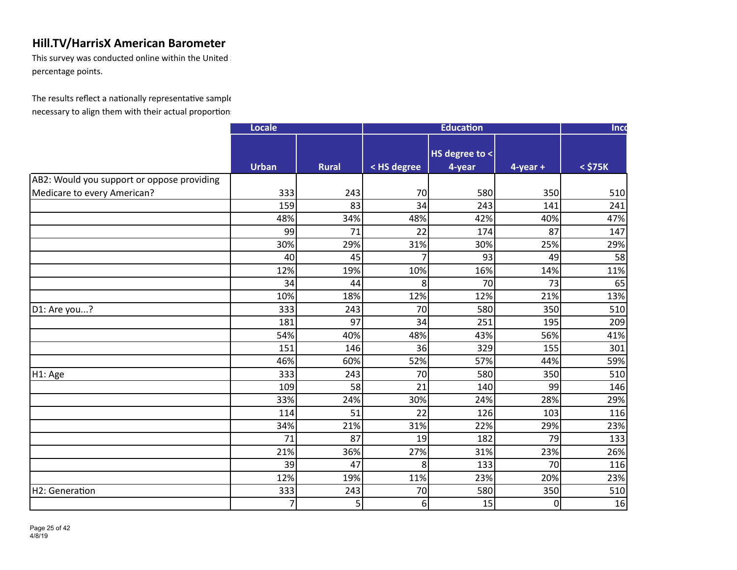## Hill.TV/HarrisX American Barometer

This survey was conducted online within the United
percentage points.

The results reflect a nationally representative sample
necessary to align them with their actual proportions

| | Locale | | Education | | | Inco |
|---|---|---|---|---|---|---|
| | Urban | Rural | < HS degree | HS degree to < 4-year | 4-year + | < $75K |
| AB2: Would you support or oppose providing Medicare to every American? | 333 | 243 | 70 | 580 | 350 | 510 |
| | 159 | 83 | 34 | 243 | 141 | 241 |
| | 48% | 34% | 48% | 42% | 40% | 47% |
| | 99 | 71 | 22 | 174 | 87 | 147 |
| | 30% | 29% | 31% | 30% | 25% | 29% |
| | 40 | 45 | 7 | 93 | 49 | 58 |
| | 12% | 19% | 10% | 16% | 14% | 11% |
| | 34 | 44 | 8 | 70 | 73 | 65 |
| | 10% | 18% | 12% | 12% | 21% | 13% |
| D1: Are you...? | 333 | 243 | 70 | 580 | 350 | 510 |
| | 181 | 97 | 34 | 251 | 195 | 209 |
| | 54% | 40% | 48% | 43% | 56% | 41% |
| | 151 | 146 | 36 | 329 | 155 | 301 |
| | 46% | 60% | 52% | 57% | 44% | 59% |
| H1: Age | 333 | 243 | 70 | 580 | 350 | 510 |
| | 109 | 58 | 21 | 140 | 99 | 146 |
| | 33% | 24% | 30% | 24% | 28% | 29% |
| | 114 | 51 | 22 | 126 | 103 | 116 |
| | 34% | 21% | 31% | 22% | 29% | 23% |
| | 71 | 87 | 19 | 182 | 79 | 133 |
| | 21% | 36% | 27% | 31% | 23% | 26% |
| | 39 | 47 | 8 | 133 | 70 | 116 |
| | 12% | 19% | 11% | 23% | 20% | 23% |
| H2: Generation | 333 | 243 | 70 | 580 | 350 | 510 |
| | 7 | 5 | 6 | 15 | 0 | 16 |

4/8/19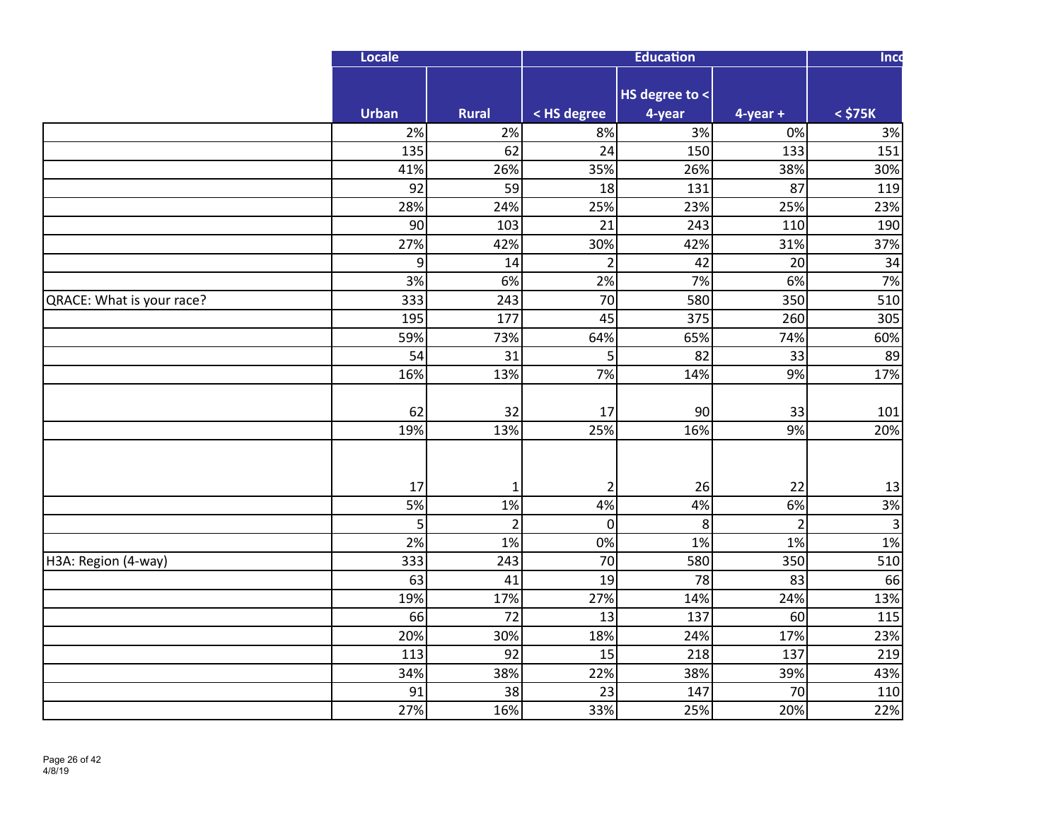| | Locale | | Education | | | Inc |
|---|---|---|---|---|---|---|
| | Urban | Rural | < HS degree | HS degree to < 4-year | 4-year + | < $75K |
| | 2% | 2% | 8% | 3% | 0% | 3% |
| | 135 | 62 | 24 | 150 | 133 | 151 |
| | 41% | 26% | 35% | 26% | 38% | 30% |
| | 92 | 59 | 18 | 131 | 87 | 119 |
| | 28% | 24% | 25% | 23% | 25% | 23% |
| | 90 | 103 | 21 | 243 | 110 | 190 |
| | 27% | 42% | 30% | 42% | 31% | 37% |
| | 9 | 14 | 2 | 42 | 20 | 34 |
| | 3% | 6% | 2% | 7% | 6% | 7% |
| QRACE: What is your race? | 333 | 243 | 70 | 580 | 350 | 510 |
| | 195 | 177 | 45 | 375 | 260 | 305 |
| | 59% | 73% | 64% | 65% | 74% | 60% |
| | 54 | 31 | 5 | 82 | 33 | 89 |
| | 16% | 13% | 7% | 14% | 9% | 17% |
| | 62 | 32 | 17 | 90 | 33 | 101 |
| | 19% | 13% | 25% | 16% | 9% | 20% |
| | 17 | 1 | 2 | 26 | 22 | 13 |
| | 5% | 1% | 4% | 4% | 6% | 3% |
| | 5 | 2 | 0 | 8 | 2 | 3 |
| | 2% | 1% | 0% | 1% | 1% | 1% |
| H3A: Region (4-way) | 333 | 243 | 70 | 580 | 350 | 510 |
| | 63 | 41 | 19 | 78 | 83 | 66 |
| | 19% | 17% | 27% | 14% | 24% | 13% |
| | 66 | 72 | 13 | 137 | 60 | 115 |
| | 20% | 30% | 18% | 24% | 17% | 23% |
| | 113 | 92 | 15 | 218 | 137 | 219 |
| | 34% | 38% | 22% | 38% | 39% | 43% |
| | 91 | 38 | 23 | 147 | 70 | 110 |
| | 27% | 16% | 33% | 25% | 20% | 22% |

4/8/19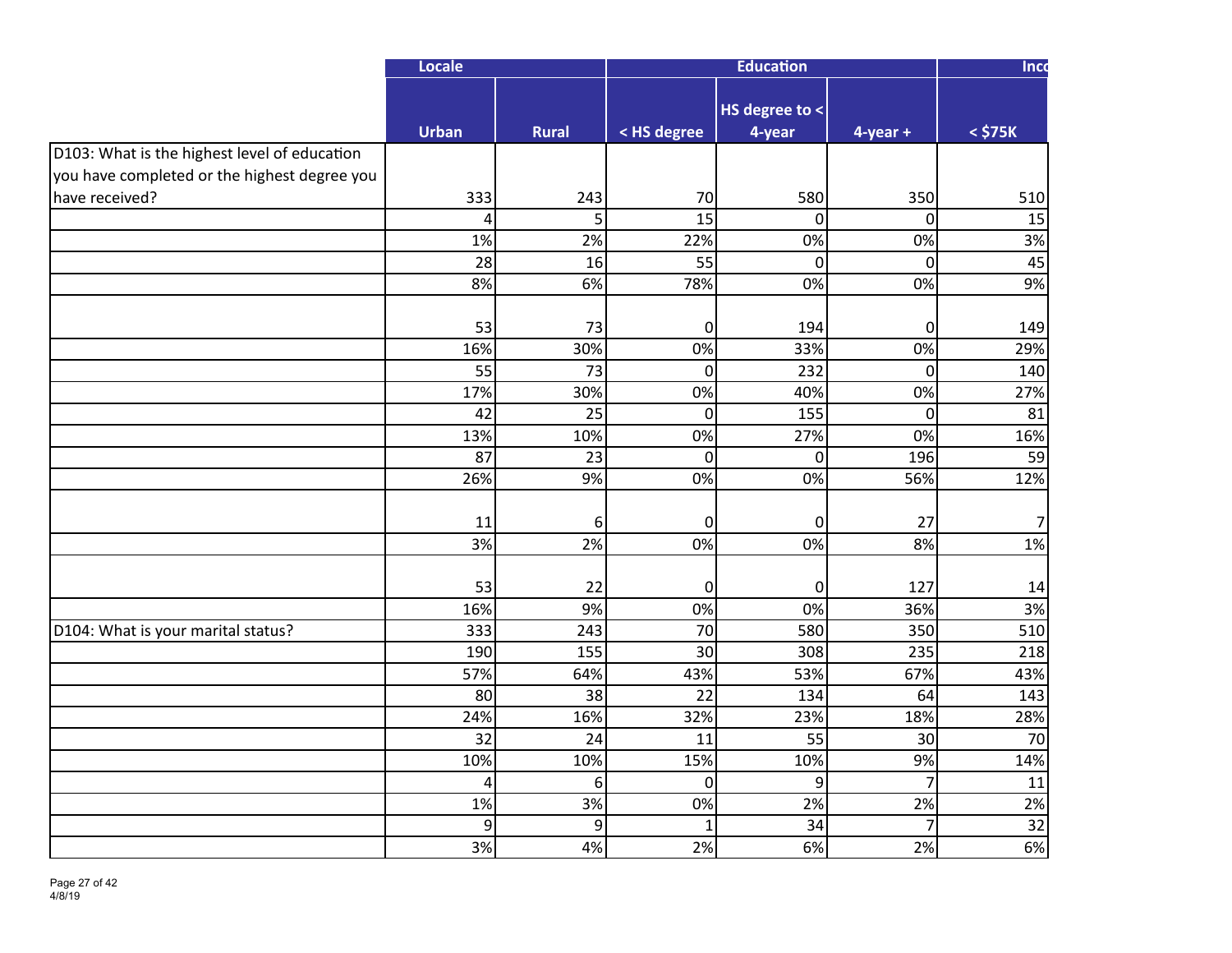| | Locale | | Education | | | Inc |
|---|---|---|---|---|---|---|
| | Urban | Rural | < HS degree | HS degree to < 4-year | 4-year + | < $75K |
| D103: What is the highest level of education you have completed or the highest degree you have received? | 333 | 243 | 70 | 580 | 350 | 510 |
| | 4 | 5 | 15 | 0 | 0 | 15 |
| | 1% | 2% | 22% | 0% | 0% | 3% |
| | 28 | 16 | 55 | 0 | 0 | 45 |
| | 8% | 6% | 78% | 0% | 0% | 9% |
| | 53 | 73 | 0 | 194 | 0 | 149 |
| | 16% | 30% | 0% | 33% | 0% | 29% |
| | 55 | 73 | 0 | 232 | 0 | 140 |
| | 17% | 30% | 0% | 40% | 0% | 27% |
| | 42 | 25 | 0 | 155 | 0 | 81 |
| | 13% | 10% | 0% | 27% | 0% | 16% |
| | 87 | 23 | 0 | 0 | 196 | 59 |
| | 26% | 9% | 0% | 0% | 56% | 12% |
| | 11 | 6 | 0 | 0 | 27 | 7 |
| | 3% | 2% | 0% | 0% | 8% | 1% |
| | 53 | 22 | 0 | 0 | 127 | 14 |
| | 16% | 9% | 0% | 0% | 36% | 3% |
| D104: What is your marital status? | 333 | 243 | 70 | 580 | 350 | 510 |
| | 190 | 155 | 30 | 308 | 235 | 218 |
| | 57% | 64% | 43% | 53% | 67% | 43% |
| | 80 | 38 | 22 | 134 | 64 | 143 |
| | 24% | 16% | 32% | 23% | 18% | 28% |
| | 32 | 24 | 11 | 55 | 30 | 70 |
| | 10% | 10% | 15% | 10% | 9% | 14% |
| | 4 | 6 | 0 | 9 | 7 | 11 |
| | 1% | 3% | 0% | 2% | 2% | 2% |
| | 9 | 9 | 1 | 34 | 7 | 32 |
| | 3% | 4% | 2% | 6% | 2% | 6% |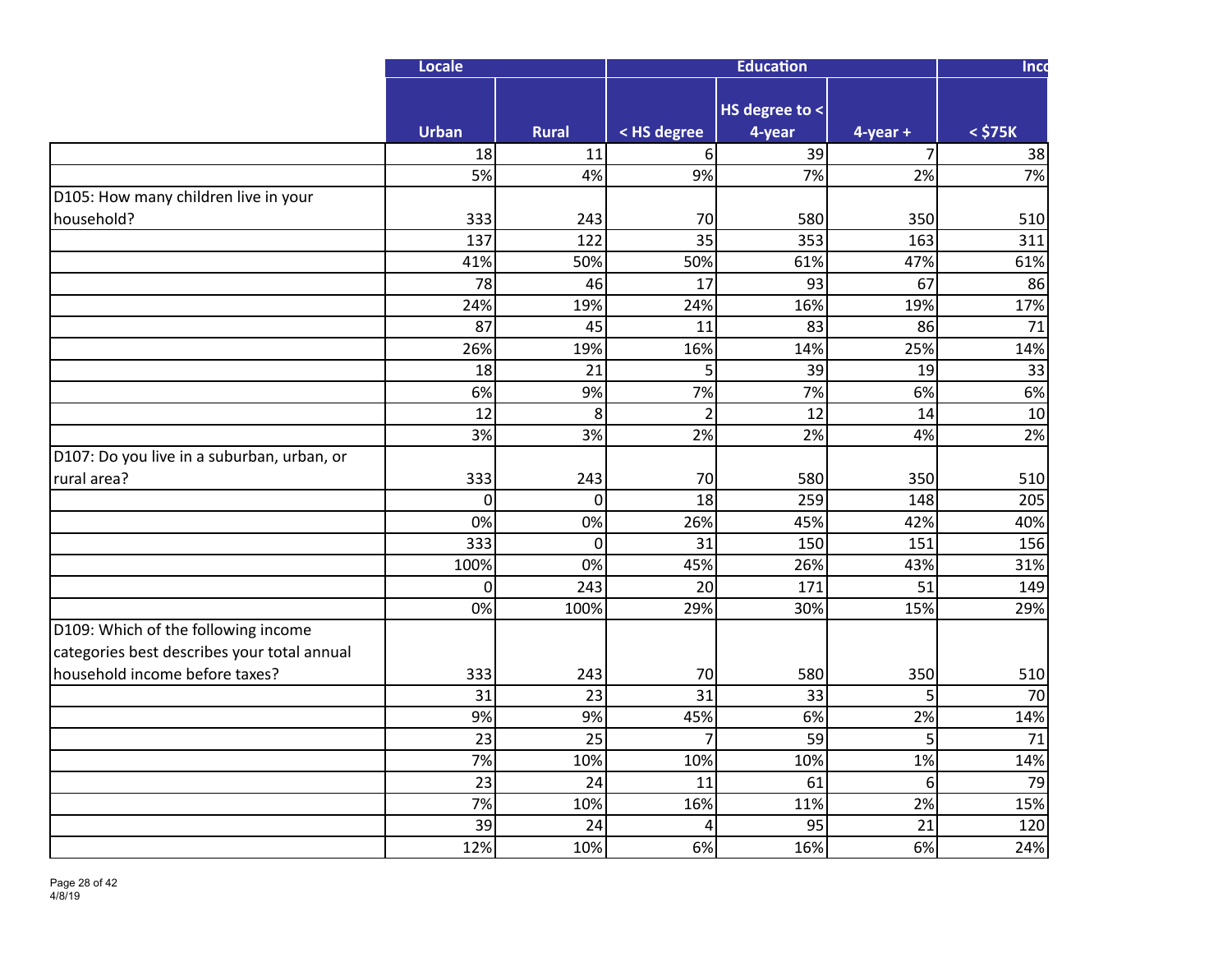| | Locale | | Education | | | Inc |
|---|---|---|---|---|---|---|
| | Urban | Rural | < HS degree | HS degree to < 4-year | 4-year + | < $75K |
| | 18 | 11 | 6 | 39 | 7 | 38 |
| | 5% | 4% | 9% | 7% | 2% | 7% |
| D105: How many children live in your household? | 333 | 243 | 70 | 580 | 350 | 510 |
| | 137 | 122 | 35 | 353 | 163 | 311 |
| | 41% | 50% | 50% | 61% | 47% | 61% |
| | 78 | 46 | 17 | 93 | 67 | 86 |
| | 24% | 19% | 24% | 16% | 19% | 17% |
| | 87 | 45 | 11 | 83 | 86 | 71 |
| | 26% | 19% | 16% | 14% | 25% | 14% |
| | 18 | 21 | 5 | 39 | 19 | 33 |
| | 6% | 9% | 7% | 7% | 6% | 6% |
| | 12 | 8 | 2 | 12 | 14 | 10 |
| | 3% | 3% | 2% | 2% | 4% | 2% |
| D107: Do you live in a suburban, urban, or rural area? | 333 | 243 | 70 | 580 | 350 | 510 |
| | 0 | 0 | 18 | 259 | 148 | 205 |
| | 0% | 0% | 26% | 45% | 42% | 40% |
| | 333 | 0 | 31 | 150 | 151 | 156 |
| | 100% | 0% | 45% | 26% | 43% | 31% |
| | 0 | 243 | 20 | 171 | 51 | 149 |
| | 0% | 100% | 29% | 30% | 15% | 29% |
| D109: Which of the following income categories best describes your total annual household income before taxes? | 333 | 243 | 70 | 580 | 350 | 510 |
| | 31 | 23 | 31 | 33 | 5 | 70 |
| | 9% | 9% | 45% | 6% | 2% | 14% |
| | 23 | 25 | 7 | 59 | 5 | 71 |
| | 7% | 10% | 10% | 10% | 1% | 14% |
| | 23 | 24 | 11 | 61 | 6 | 79 |
| | 7% | 10% | 16% | 11% | 2% | 15% |
| | 39 | 24 | 4 | 95 | 21 | 120 |
| | 12% | 10% | 6% | 16% | 6% | 24% |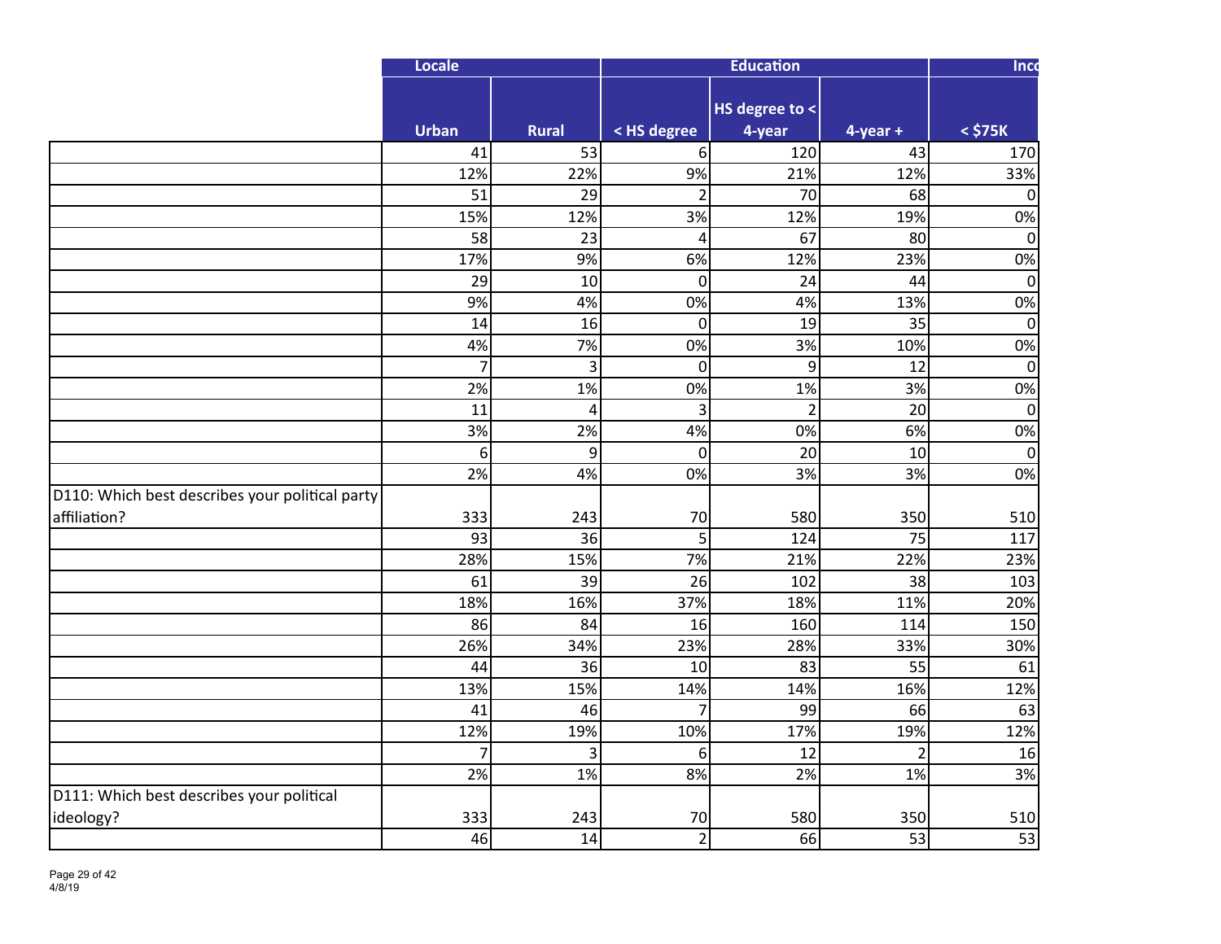| | Locale | | Education | | | Inco |
|---|---|---|---|---|---|---|
| | Urban | Rural | < HS degree | HS degree to < 4-year | 4-year + | < $75K |
| | 41 | 53 | 6 | 120 | 43 | 170 |
| | 12% | 22% | 9% | 21% | 12% | 33% |
| | 51 | 29 | 2 | 70 | 68 | 0 |
| | 15% | 12% | 3% | 12% | 19% | 0% |
| | 58 | 23 | 4 | 67 | 80 | 0 |
| | 17% | 9% | 6% | 12% | 23% | 0% |
| | 29 | 10 | 0 | 24 | 44 | 0 |
| | 9% | 4% | 0% | 4% | 13% | 0% |
| | 14 | 16 | 0 | 19 | 35 | 0 |
| | 4% | 7% | 0% | 3% | 10% | 0% |
| | 7 | 3 | 0 | 9 | 12 | 0 |
| | 2% | 1% | 0% | 1% | 3% | 0% |
| | 11 | 4 | 3 | 2 | 20 | 0 |
| | 3% | 2% | 4% | 0% | 6% | 0% |
| | 6 | 9 | 0 | 20 | 10 | 0 |
| | 2% | 4% | 0% | 3% | 3% | 0% |
| D110: Which best describes your political party affiliation? | 333 | 243 | 70 | 580 | 350 | 510 |
| | 93 | 36 | 5 | 124 | 75 | 117 |
| | 28% | 15% | 7% | 21% | 22% | 23% |
| | 61 | 39 | 26 | 102 | 38 | 103 |
| | 18% | 16% | 37% | 18% | 11% | 20% |
| | 86 | 84 | 16 | 160 | 114 | 150 |
| | 26% | 34% | 23% | 28% | 33% | 30% |
| | 44 | 36 | 10 | 83 | 55 | 61 |
| | 13% | 15% | 14% | 14% | 16% | 12% |
| | 41 | 46 | 7 | 99 | 66 | 63 |
| | 12% | 19% | 10% | 17% | 19% | 12% |
| | 7 | 3 | 6 | 12 | 2 | 16 |
| | 2% | 1% | 8% | 2% | 1% | 3% |
| D111: Which best describes your political ideology? | 333 | 243 | 70 | 580 | 350 | 510 |
| | 46 | 14 | 2 | 66 | 53 | 53 |

4/8/19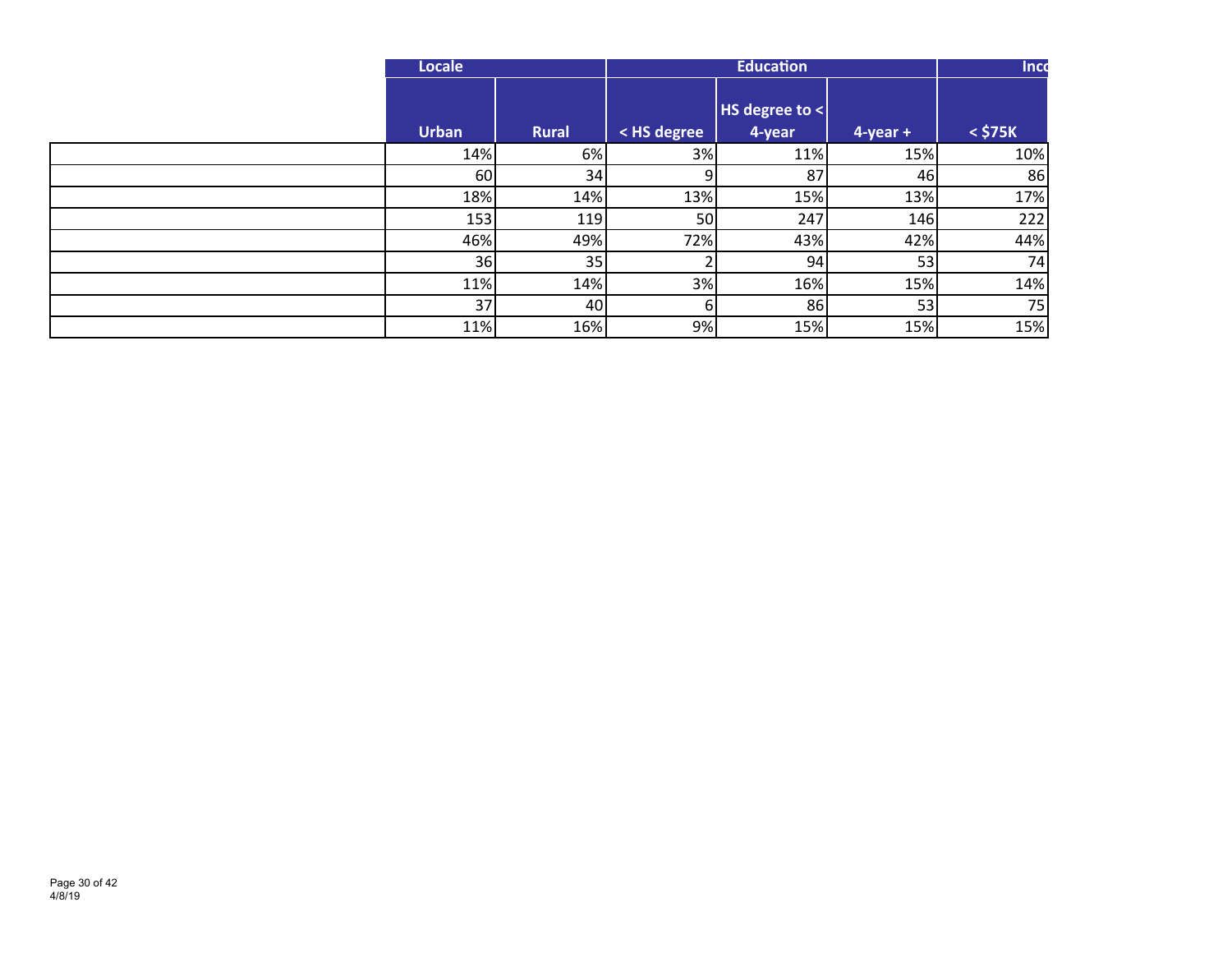| | Locale | | Education | | | Inco |
|---|---|---|---|---|---|---|
| | Urban | Rural | < HS degree | HS degree to < 4-year | 4-year + | < $75K |
| | 14% | 6% | 3% | 11% | 15% | 10% |
| | 60 | 34 | 9 | 87 | 46 | 86 |
| | 18% | 14% | 13% | 15% | 13% | 17% |
| | 153 | 119 | 50 | 247 | 146 | 222 |
| | 46% | 49% | 72% | 43% | 42% | 44% |
| | 36 | 35 | 2 | 94 | 53 | 74 |
| | 11% | 14% | 3% | 16% | 15% | 14% |
| | 37 | 40 | 6 | 86 | 53 | 75 |
| | 11% | 16% | 9% | 15% | 15% | 15% |

4/8/19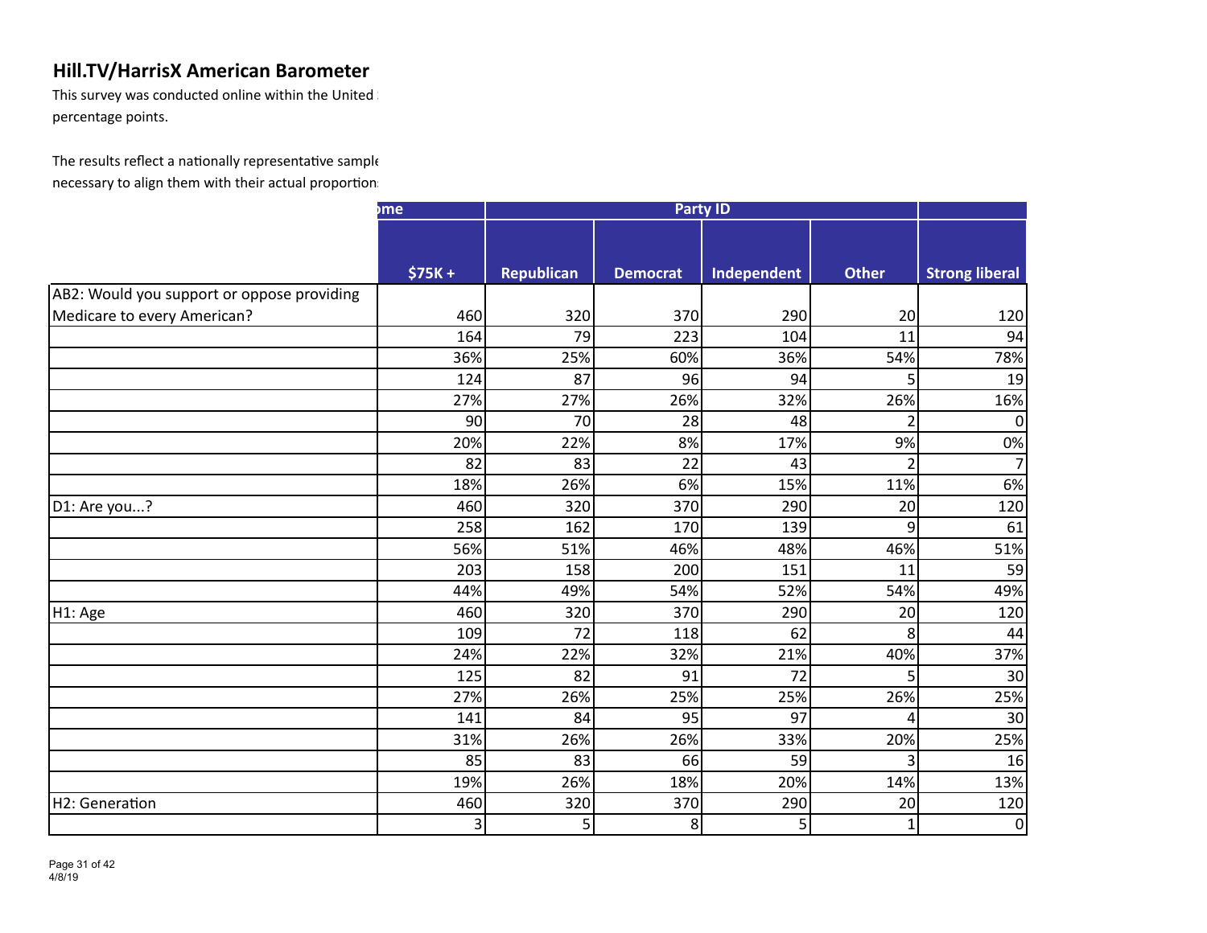## Hill.TV/HarrisX American Barometer

This survey was conducted online within the United 
percentage points.

The results reflect a nationally representative sample
necessary to align them with their actual proportions

| | ome | Party ID | | | | |
|---|---|---|---|---|---|---|
| | $75K + | Republican | Democrat | Independent | Other | Strong liberal |
| AB2: Would you support or oppose providing Medicare to every American? | 460 | 320 | 370 | 290 | 20 | 120 |
| | 164 | 79 | 223 | 104 | 11 | 94 |
| | 36% | 25% | 60% | 36% | 54% | 78% |
| | 124 | 87 | 96 | 94 | 5 | 19 |
| | 27% | 27% | 26% | 32% | 26% | 16% |
| | 90 | 70 | 28 | 48 | 2 | 0 |
| | 20% | 22% | 8% | 17% | 9% | 0% |
| | 82 | 83 | 22 | 43 | 2 | 7 |
| | 18% | 26% | 6% | 15% | 11% | 6% |
| D1: Are you...? | 460 | 320 | 370 | 290 | 20 | 120 |
| | 258 | 162 | 170 | 139 | 9 | 61 |
| | 56% | 51% | 46% | 48% | 46% | 51% |
| | 203 | 158 | 200 | 151 | 11 | 59 |
| | 44% | 49% | 54% | 52% | 54% | 49% |
| H1: Age | 460 | 320 | 370 | 290 | 20 | 120 |
| | 109 | 72 | 118 | 62 | 8 | 44 |
| | 24% | 22% | 32% | 21% | 40% | 37% |
| | 125 | 82 | 91 | 72 | 5 | 30 |
| | 27% | 26% | 25% | 25% | 26% | 25% |
| | 141 | 84 | 95 | 97 | 4 | 30 |
| | 31% | 26% | 26% | 33% | 20% | 25% |
| | 85 | 83 | 66 | 59 | 3 | 16 |
| | 19% | 26% | 18% | 20% | 14% | 13% |
| H2: Generation | 460 | 320 | 370 | 290 | 20 | 120 |
| | 3 | 5 | 8 | 5 | 1 | 0 |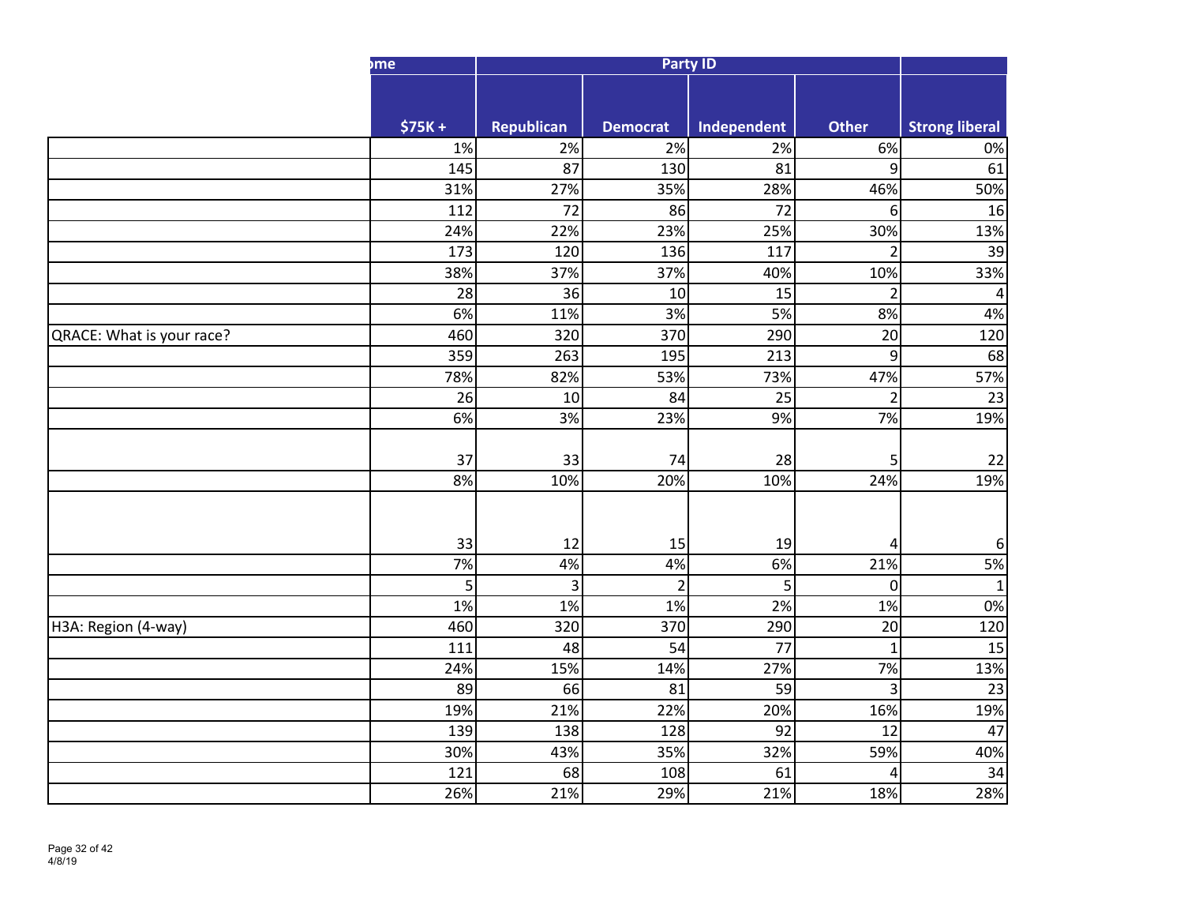| | ome | Party ID | | | | |
|---|---|---|---|---|---|---|
| | $75K + | Republican | Democrat | Independent | Other | Strong liberal |
| | 1% | 2% | 2% | 2% | 6% | 0% |
| | 145 | 87 | 130 | 81 | 9 | 61 |
| | 31% | 27% | 35% | 28% | 46% | 50% |
| | 112 | 72 | 86 | 72 | 6 | 16 |
| | 24% | 22% | 23% | 25% | 30% | 13% |
| | 173 | 120 | 136 | 117 | 2 | 39 |
| | 38% | 37% | 37% | 40% | 10% | 33% |
| | 28 | 36 | 10 | 15 | 2 | 4 |
| | 6% | 11% | 3% | 5% | 8% | 4% |
| QRACE: What is your race? | 460 | 320 | 370 | 290 | 20 | 120 |
| | 359 | 263 | 195 | 213 | 9 | 68 |
| | 78% | 82% | 53% | 73% | 47% | 57% |
| | 26 | 10 | 84 | 25 | 2 | 23 |
| | 6% | 3% | 23% | 9% | 7% | 19% |
| | 37 | 33 | 74 | 28 | 5 | 22 |
| | 8% | 10% | 20% | 10% | 24% | 19% |
| | 33 | 12 | 15 | 19 | 4 | 6 |
| | 7% | 4% | 4% | 6% | 21% | 5% |
| | 5 | 3 | 2 | 5 | 0 | 1 |
| | 1% | 1% | 1% | 2% | 1% | 0% |
| H3A: Region (4-way) | 460 | 320 | 370 | 290 | 20 | 120 |
| | 111 | 48 | 54 | 77 | 1 | 15 |
| | 24% | 15% | 14% | 27% | 7% | 13% |
| | 89 | 66 | 81 | 59 | 3 | 23 |
| | 19% | 21% | 22% | 20% | 16% | 19% |
| | 139 | 138 | 128 | 92 | 12 | 47 |
| | 30% | 43% | 35% | 32% | 59% | 40% |
| | 121 | 68 | 108 | 61 | 4 | 34 |
| | 26% | 21% | 29% | 21% | 18% | 28% |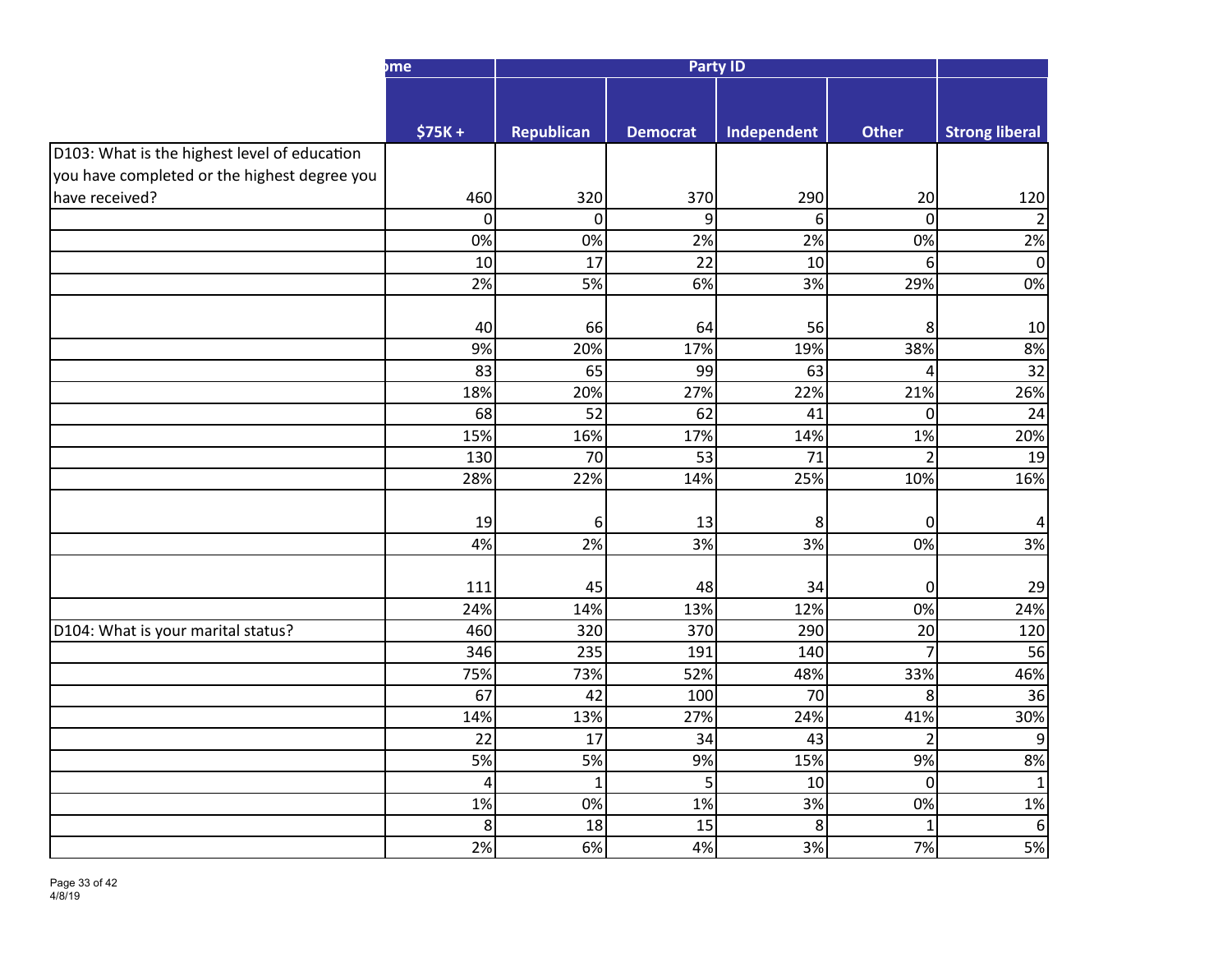| | ome | Party ID | | | | |
|---|---|---|---|---|---|---|
| | $75K + | Republican | Democrat | Independent | Other | Strong liberal |
| D103: What is the highest level of education you have completed or the highest degree you have received? | 460 | 320 | 370 | 290 | 20 | 120 |
| | 0 | 0 | 9 | 6 | 0 | 2 |
| | 0% | 0% | 2% | 2% | 0% | 2% |
| | 10 | 17 | 22 | 10 | 6 | 0 |
| | 2% | 5% | 6% | 3% | 29% | 0% |
| | 40 | 66 | 64 | 56 | 8 | 10 |
| | 9% | 20% | 17% | 19% | 38% | 8% |
| | 83 | 65 | 99 | 63 | 4 | 32 |
| | 18% | 20% | 27% | 22% | 21% | 26% |
| | 68 | 52 | 62 | 41 | 0 | 24 |
| | 15% | 16% | 17% | 14% | 1% | 20% |
| | 130 | 70 | 53 | 71 | 2 | 19 |
| | 28% | 22% | 14% | 25% | 10% | 16% |
| | 19 | 6 | 13 | 8 | 0 | 4 |
| | 4% | 2% | 3% | 3% | 0% | 3% |
| | 111 | 45 | 48 | 34 | 0 | 29 |
| | 24% | 14% | 13% | 12% | 0% | 24% |
| D104: What is your marital status? | 460 | 320 | 370 | 290 | 20 | 120 |
| | 346 | 235 | 191 | 140 | 7 | 56 |
| | 75% | 73% | 52% | 48% | 33% | 46% |
| | 67 | 42 | 100 | 70 | 8 | 36 |
| | 14% | 13% | 27% | 24% | 41% | 30% |
| | 22 | 17 | 34 | 43 | 2 | 9 |
| | 5% | 5% | 9% | 15% | 9% | 8% |
| | 4 | 1 | 5 | 10 | 0 | 1 |
| | 1% | 0% | 1% | 3% | 0% | 1% |
| | 8 | 18 | 15 | 8 | 1 | 6 |
| | 2% | 6% | 4% | 3% | 7% | 5% |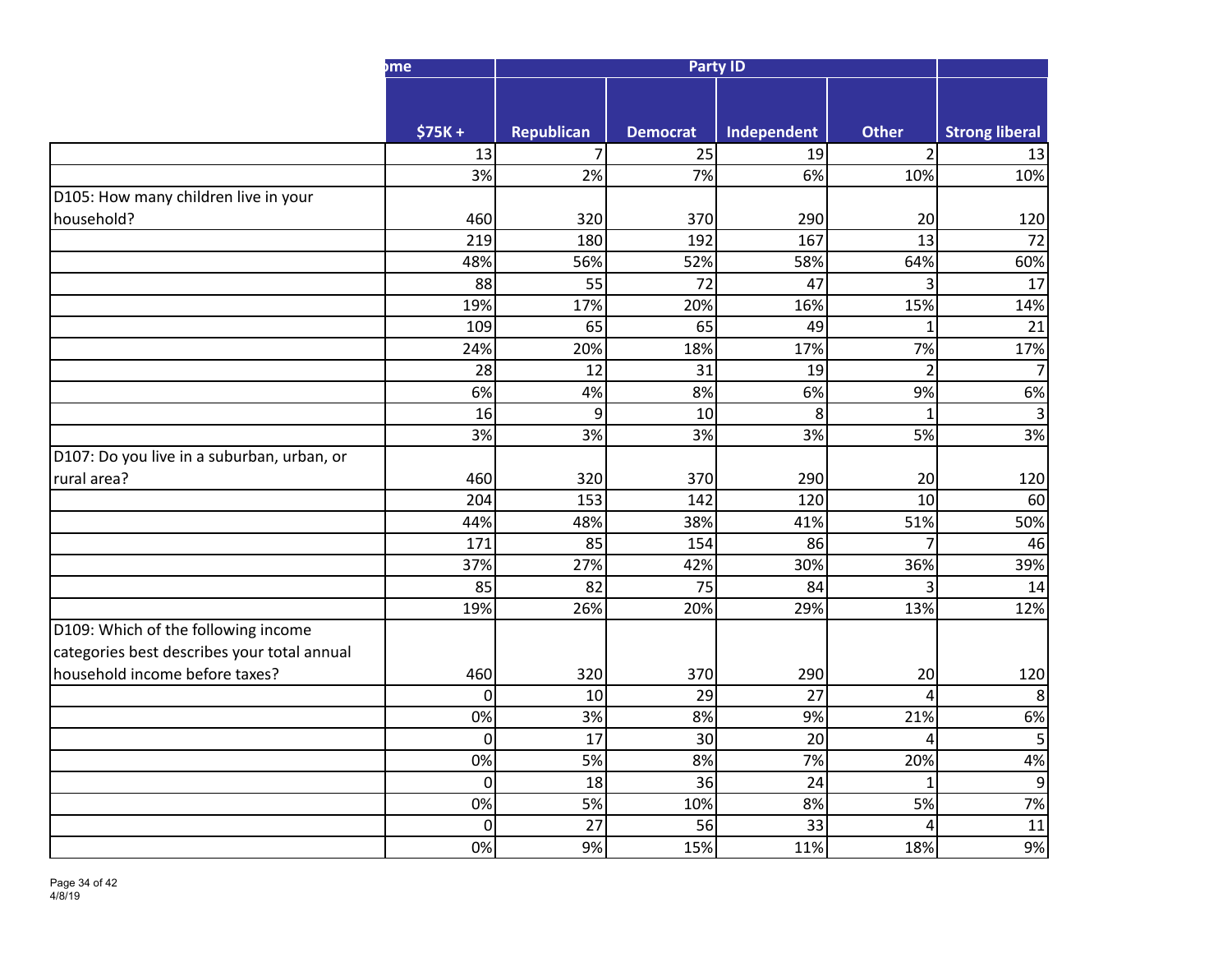| | ome | Party ID | | | | |
|---|---|---|---|---|---|---|
| | $75K + | Republican | Democrat | Independent | Other | Strong liberal |
| | 13 | 7 | 25 | 19 | 2 | 13 |
| | 3% | 2% | 7% | 6% | 10% | 10% |
| D105: How many children live in your household? | 460 | 320 | 370 | 290 | 20 | 120 |
| | 219 | 180 | 192 | 167 | 13 | 72 |
| | 48% | 56% | 52% | 58% | 64% | 60% |
| | 88 | 55 | 72 | 47 | 3 | 17 |
| | 19% | 17% | 20% | 16% | 15% | 14% |
| | 109 | 65 | 65 | 49 | 1 | 21 |
| | 24% | 20% | 18% | 17% | 7% | 17% |
| | 28 | 12 | 31 | 19 | 2 | 7 |
| | 6% | 4% | 8% | 6% | 9% | 6% |
| | 16 | 9 | 10 | 8 | 1 | 3 |
| | 3% | 3% | 3% | 3% | 5% | 3% |
| D107: Do you live in a suburban, urban, or rural area? | 460 | 320 | 370 | 290 | 20 | 120 |
| | 204 | 153 | 142 | 120 | 10 | 60 |
| | 44% | 48% | 38% | 41% | 51% | 50% |
| | 171 | 85 | 154 | 86 | 7 | 46 |
| | 37% | 27% | 42% | 30% | 36% | 39% |
| | 85 | 82 | 75 | 84 | 3 | 14 |
| | 19% | 26% | 20% | 29% | 13% | 12% |
| D109: Which of the following income categories best describes your total annual household income before taxes? | 460 | 320 | 370 | 290 | 20 | 120 |
| | 0 | 10 | 29 | 27 | 4 | 8 |
| | 0% | 3% | 8% | 9% | 21% | 6% |
| | 0 | 17 | 30 | 20 | 4 | 5 |
| | 0% | 5% | 8% | 7% | 20% | 4% |
| | 0 | 18 | 36 | 24 | 1 | 9 |
| | 0% | 5% | 10% | 8% | 5% | 7% |
| | 0 | 27 | 56 | 33 | 4 | 11 |
| | 0% | 9% | 15% | 11% | 18% | 9% |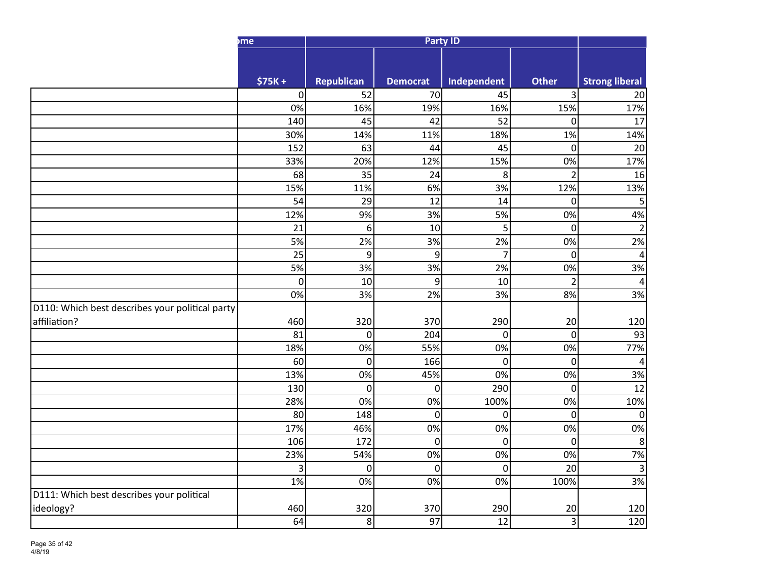| | ome | Party ID | | | | |
|---|---|---|---|---|---|---|
| | $75K + | Republican | Democrat | Independent | Other | Strong liberal |
| | 0 | 52 | 70 | 45 | 3 | 20 |
| | 0% | 16% | 19% | 16% | 15% | 17% |
| | 140 | 45 | 42 | 52 | 0 | 17 |
| | 30% | 14% | 11% | 18% | 1% | 14% |
| | 152 | 63 | 44 | 45 | 0 | 20 |
| | 33% | 20% | 12% | 15% | 0% | 17% |
| | 68 | 35 | 24 | 8 | 2 | 16 |
| | 15% | 11% | 6% | 3% | 12% | 13% |
| | 54 | 29 | 12 | 14 | 0 | 5 |
| | 12% | 9% | 3% | 5% | 0% | 4% |
| | 21 | 6 | 10 | 5 | 0 | 2 |
| | 5% | 2% | 3% | 2% | 0% | 2% |
| | 25 | 9 | 9 | 7 | 0 | 4 |
| | 5% | 3% | 3% | 2% | 0% | 3% |
| | 0 | 10 | 9 | 10 | 2 | 4 |
| | 0% | 3% | 2% | 3% | 8% | 3% |
| D110: Which best describes your political party affiliation? | 460 | 320 | 370 | 290 | 20 | 120 |
| | 81 | 0 | 204 | 0 | 0 | 93 |
| | 18% | 0% | 55% | 0% | 0% | 77% |
| | 60 | 0 | 166 | 0 | 0 | 4 |
| | 13% | 0% | 45% | 0% | 0% | 3% |
| | 130 | 0 | 0 | 290 | 0 | 12 |
| | 28% | 0% | 0% | 100% | 0% | 10% |
| | 80 | 148 | 0 | 0 | 0 | 0 |
| | 17% | 46% | 0% | 0% | 0% | 0% |
| | 106 | 172 | 0 | 0 | 0 | 8 |
| | 23% | 54% | 0% | 0% | 0% | 7% |
| | 3 | 0 | 0 | 0 | 20 | 3 |
| | 1% | 0% | 0% | 0% | 100% | 3% |
| D111: Which best describes your political ideology? | 460 | 320 | 370 | 290 | 20 | 120 |
| | 64 | 8 | 97 | 12 | 3 | 120 |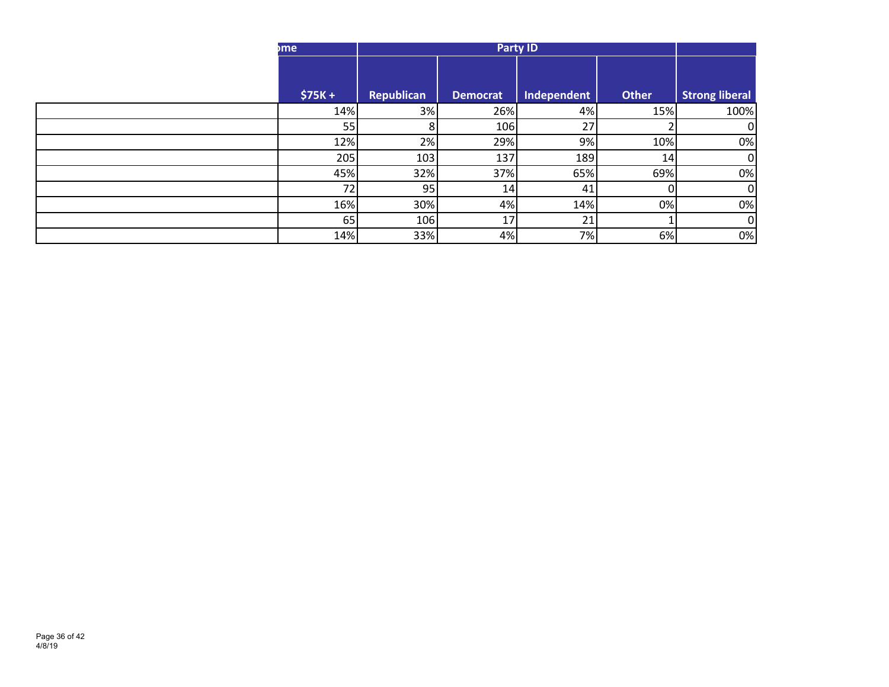| | ome | Party ID | | | | |
|---|---|---|---|---|---|---|
| | $75K + | Republican | Democrat | Independent | Other | Strong liberal |
| | 14% | 3% | 26% | 4% | 15% | 100% |
| | 55 | 8 | 106 | 27 | 2 | 0 |
| | 12% | 2% | 29% | 9% | 10% | 0% |
| | 205 | 103 | 137 | 189 | 14 | 0 |
| | 45% | 32% | 37% | 65% | 69% | 0% |
| | 72 | 95 | 14 | 41 | 0 | 0 |
| | 16% | 30% | 4% | 14% | 0% | 0% |
| | 65 | 106 | 17 | 21 | 1 | 0 |
| | 14% | 33% | 4% | 7% | 6% | 0% |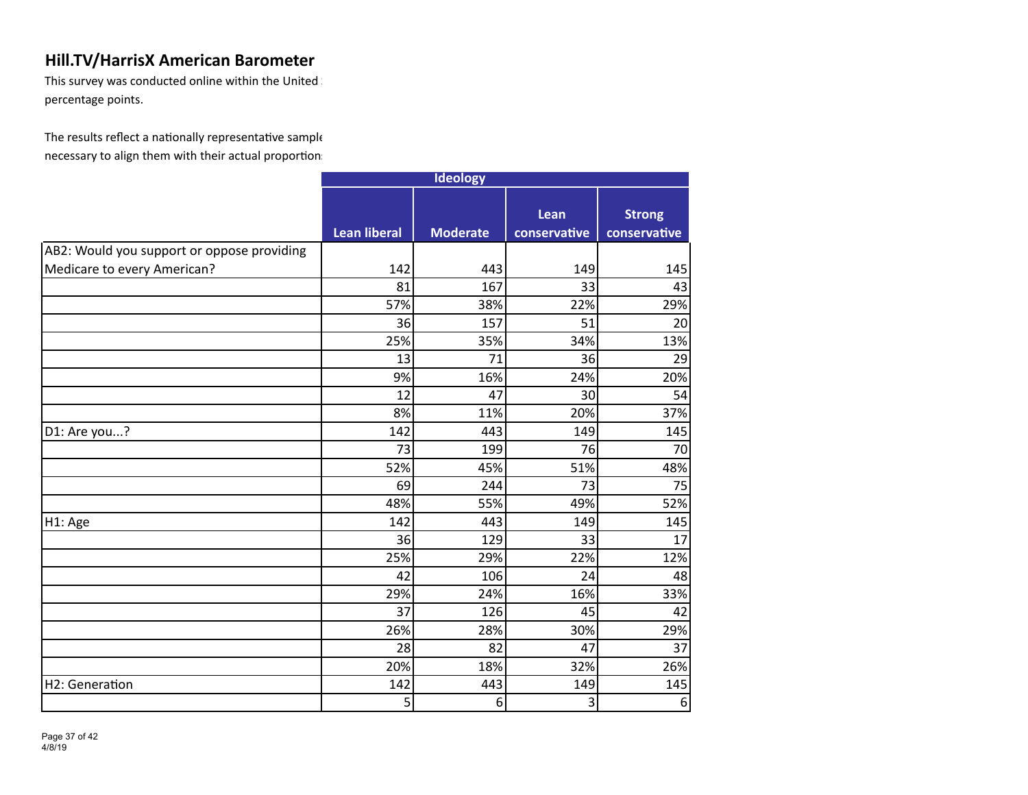## Hill.TV/HarrisX American Barometer

This survey was conducted online within the United
percentage points.

The results reflect a nationally representative sample
necessary to align them with their actual proportions

| | Ideology | | | |
|---|---|---|---|---|
| | Lean liberal | Moderate | Lean conservative | Strong conservative |
| AB2: Would you support or oppose providing Medicare to every American? | 142 | 443 | 149 | 145 |
| | 81 | 167 | 33 | 43 |
| | 57% | 38% | 22% | 29% |
| | 36 | 157 | 51 | 20 |
| | 25% | 35% | 34% | 13% |
| | 13 | 71 | 36 | 29 |
| | 9% | 16% | 24% | 20% |
| | 12 | 47 | 30 | 54 |
| | 8% | 11% | 20% | 37% |
| D1: Are you...? | 142 | 443 | 149 | 145 |
| | 73 | 199 | 76 | 70 |
| | 52% | 45% | 51% | 48% |
| | 69 | 244 | 73 | 75 |
| | 48% | 55% | 49% | 52% |
| H1: Age | 142 | 443 | 149 | 145 |
| | 36 | 129 | 33 | 17 |
| | 25% | 29% | 22% | 12% |
| | 42 | 106 | 24 | 48 |
| | 29% | 24% | 16% | 33% |
| | 37 | 126 | 45 | 42 |
| | 26% | 28% | 30% | 29% |
| | 28 | 82 | 47 | 37 |
| | 20% | 18% | 32% | 26% |
| H2: Generation | 142 | 443 | 149 | 145 |
| | 5 | 6 | 3 | 6 |

4/8/19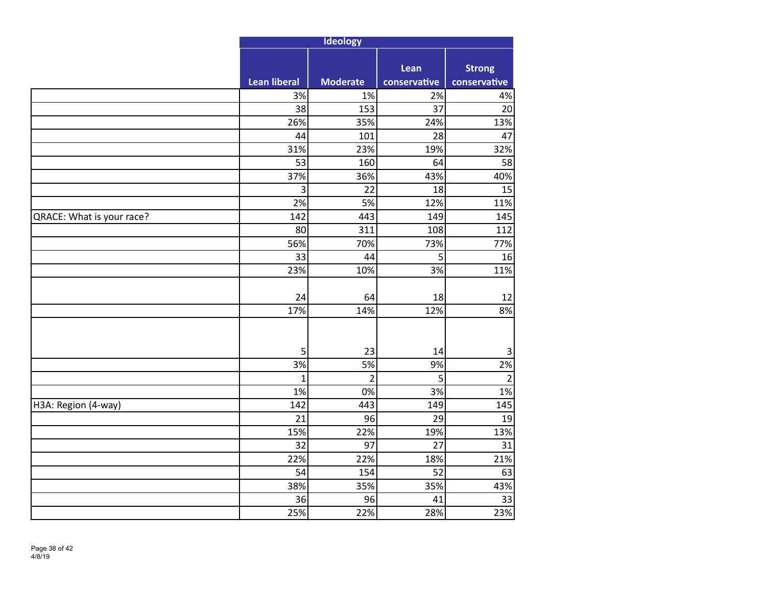| | Ideology | | | |
|---|---|---|---|---|
| | Lean liberal | Moderate | Lean conservative | Strong conservative |
| | 3% | 1% | 2% | 4% |
| | 38 | 153 | 37 | 20 |
| | 26% | 35% | 24% | 13% |
| | 44 | 101 | 28 | 47 |
| | 31% | 23% | 19% | 32% |
| | 53 | 160 | 64 | 58 |
| | 37% | 36% | 43% | 40% |
| | 3 | 22 | 18 | 15 |
| | 2% | 5% | 12% | 11% |
| QRACE: What is your race? | 142 | 443 | 149 | 145 |
| | 80 | 311 | 108 | 112 |
| | 56% | 70% | 73% | 77% |
| | 33 | 44 | 5 | 16 |
| | 23% | 10% | 3% | 11% |
| | 24 | 64 | 18 | 12 |
| | 17% | 14% | 12% | 8% |
| | 5 | 23 | 14 | 3 |
| | 3% | 5% | 9% | 2% |
| | 1 | 2 | 5 | 2 |
| | 1% | 0% | 3% | 1% |
| H3A: Region (4-way) | 142 | 443 | 149 | 145 |
| | 21 | 96 | 29 | 19 |
| | 15% | 22% | 19% | 13% |
| | 32 | 97 | 27 | 31 |
| | 22% | 22% | 18% | 21% |
| | 54 | 154 | 52 | 63 |
| | 38% | 35% | 35% | 43% |
| | 36 | 96 | 41 | 33 |
| | 25% | 22% | 28% | 23% |

4/8/19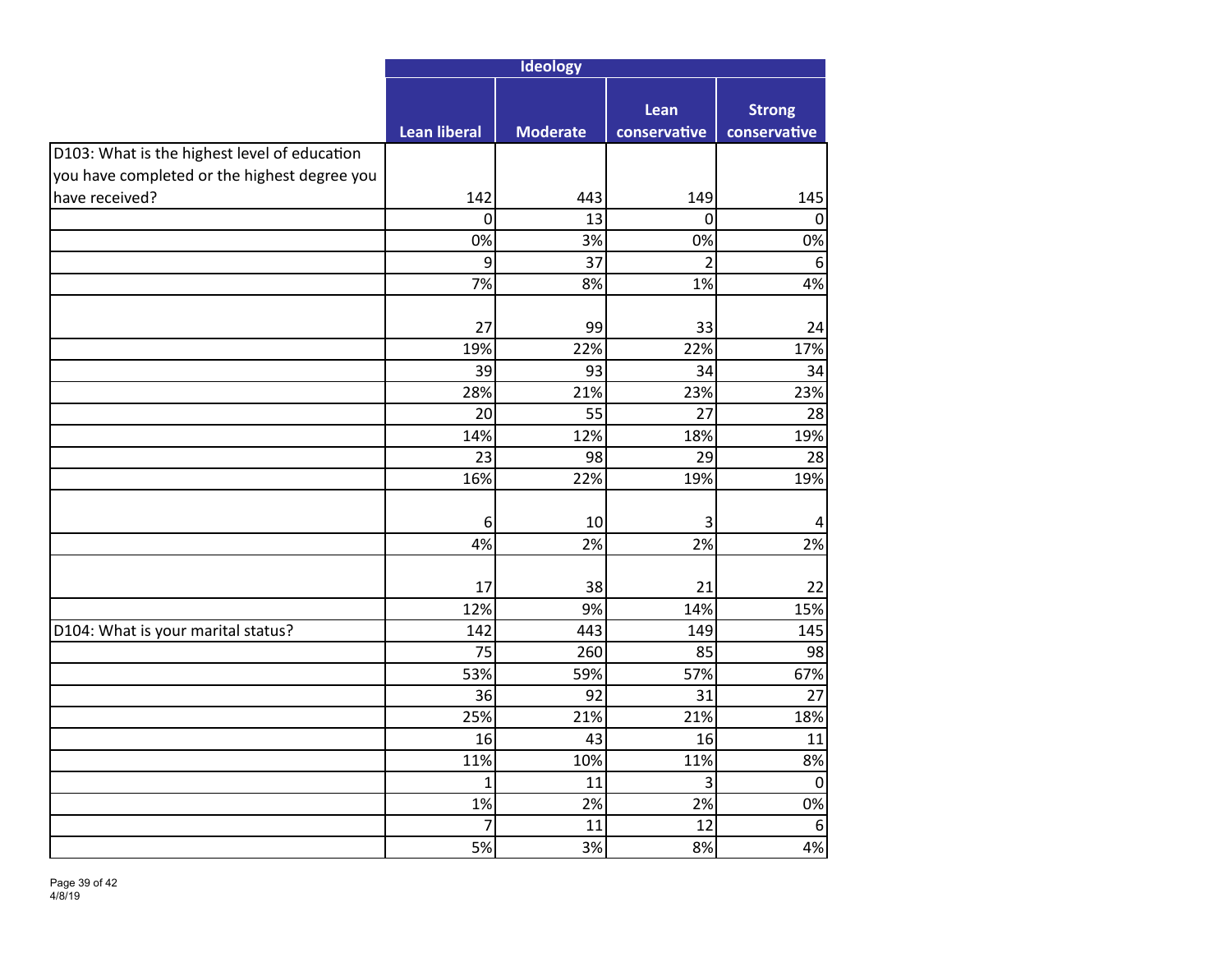| | Ideology | | | |
|---|---|---|---|---|
| | Lean liberal | Moderate | Lean conservative | Strong conservative |
| D103: What is the highest level of education you have completed or the highest degree you have received? | 142 | 443 | 149 | 145 |
| | 0 | 13 | 0 | 0 |
| | 0% | 3% | 0% | 0% |
| | 9 | 37 | 2 | 6 |
| | 7% | 8% | 1% | 4% |
| | 27 | 99 | 33 | 24 |
| | 19% | 22% | 22% | 17% |
| | 39 | 93 | 34 | 34 |
| | 28% | 21% | 23% | 23% |
| | 20 | 55 | 27 | 28 |
| | 14% | 12% | 18% | 19% |
| | 23 | 98 | 29 | 28 |
| | 16% | 22% | 19% | 19% |
| | 6 | 10 | 3 | 4 |
| | 4% | 2% | 2% | 2% |
| | 17 | 38 | 21 | 22 |
| | 12% | 9% | 14% | 15% |
| D104: What is your marital status? | 142 | 443 | 149 | 145 |
| | 75 | 260 | 85 | 98 |
| | 53% | 59% | 57% | 67% |
| | 36 | 92 | 31 | 27 |
| | 25% | 21% | 21% | 18% |
| | 16 | 43 | 16 | 11 |
| | 11% | 10% | 11% | 8% |
| | 1 | 11 | 3 | 0 |
| | 1% | 2% | 2% | 0% |
| | 7 | 11 | 12 | 6 |
| | 5% | 3% | 8% | 4% |

4/8/19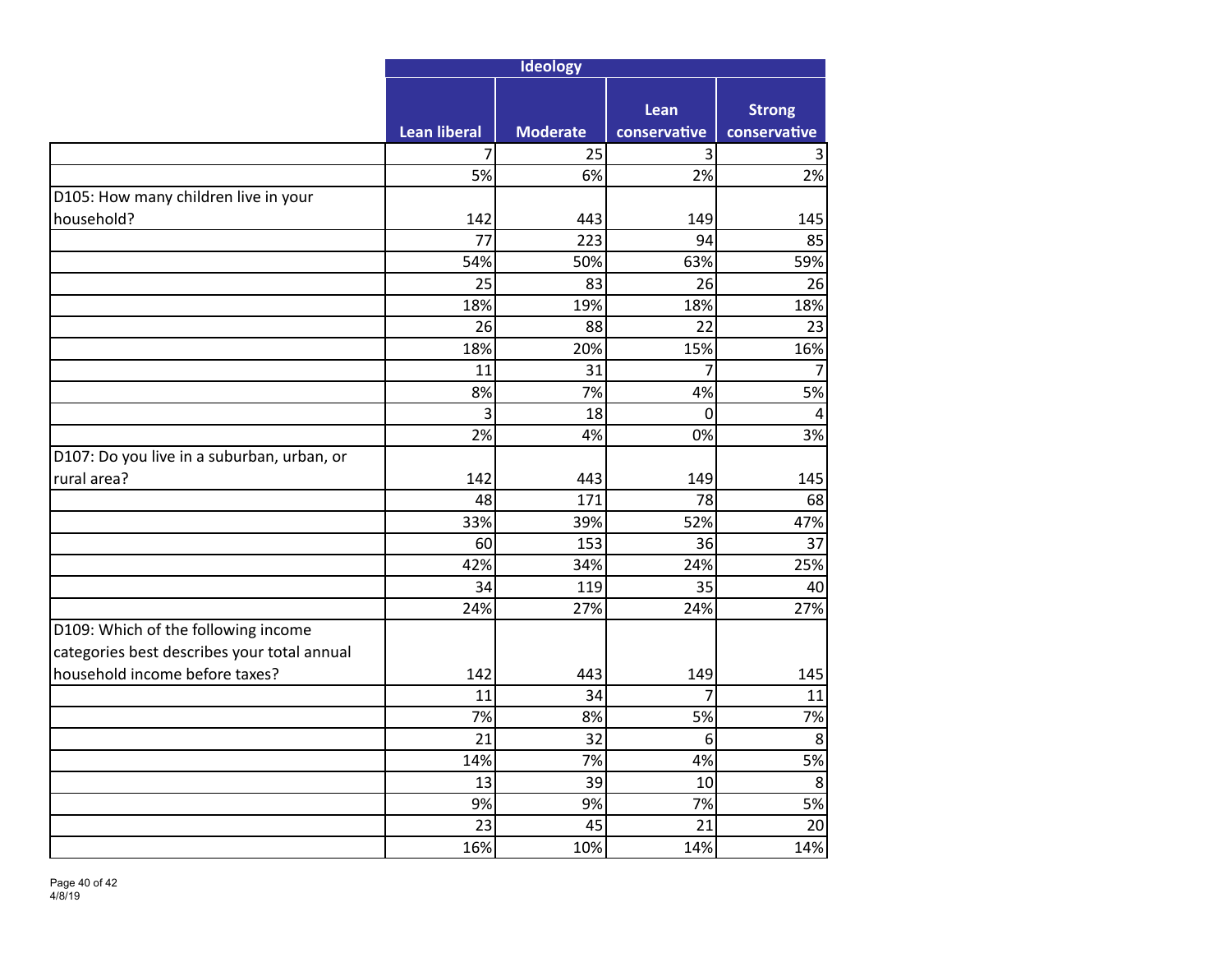| | Ideology | | | |
|---|---|---|---|---|
| | Lean liberal | Moderate | Lean conservative | Strong conservative |
| | 7 | 25 | 3 | 3 |
| | 5% | 6% | 2% | 2% |
| D105: How many children live in your household? | 142 | 443 | 149 | 145 |
| | 77 | 223 | 94 | 85 |
| | 54% | 50% | 63% | 59% |
| | 25 | 83 | 26 | 26 |
| | 18% | 19% | 18% | 18% |
| | 26 | 88 | 22 | 23 |
| | 18% | 20% | 15% | 16% |
| | 11 | 31 | 7 | 7 |
| | 8% | 7% | 4% | 5% |
| | 3 | 18 | 0 | 4 |
| | 2% | 4% | 0% | 3% |
| D107: Do you live in a suburban, urban, or rural area? | 142 | 443 | 149 | 145 |
| | 48 | 171 | 78 | 68 |
| | 33% | 39% | 52% | 47% |
| | 60 | 153 | 36 | 37 |
| | 42% | 34% | 24% | 25% |
| | 34 | 119 | 35 | 40 |
| | 24% | 27% | 24% | 27% |
| D109: Which of the following income categories best describes your total annual household income before taxes? | 142 | 443 | 149 | 145 |
| | 11 | 34 | 7 | 11 |
| | 7% | 8% | 5% | 7% |
| | 21 | 32 | 6 | 8 |
| | 14% | 7% | 4% | 5% |
| | 13 | 39 | 10 | 8 |
| | 9% | 9% | 7% | 5% |
| | 23 | 45 | 21 | 20 |
| | 16% | 10% | 14% | 14% |

4/8/19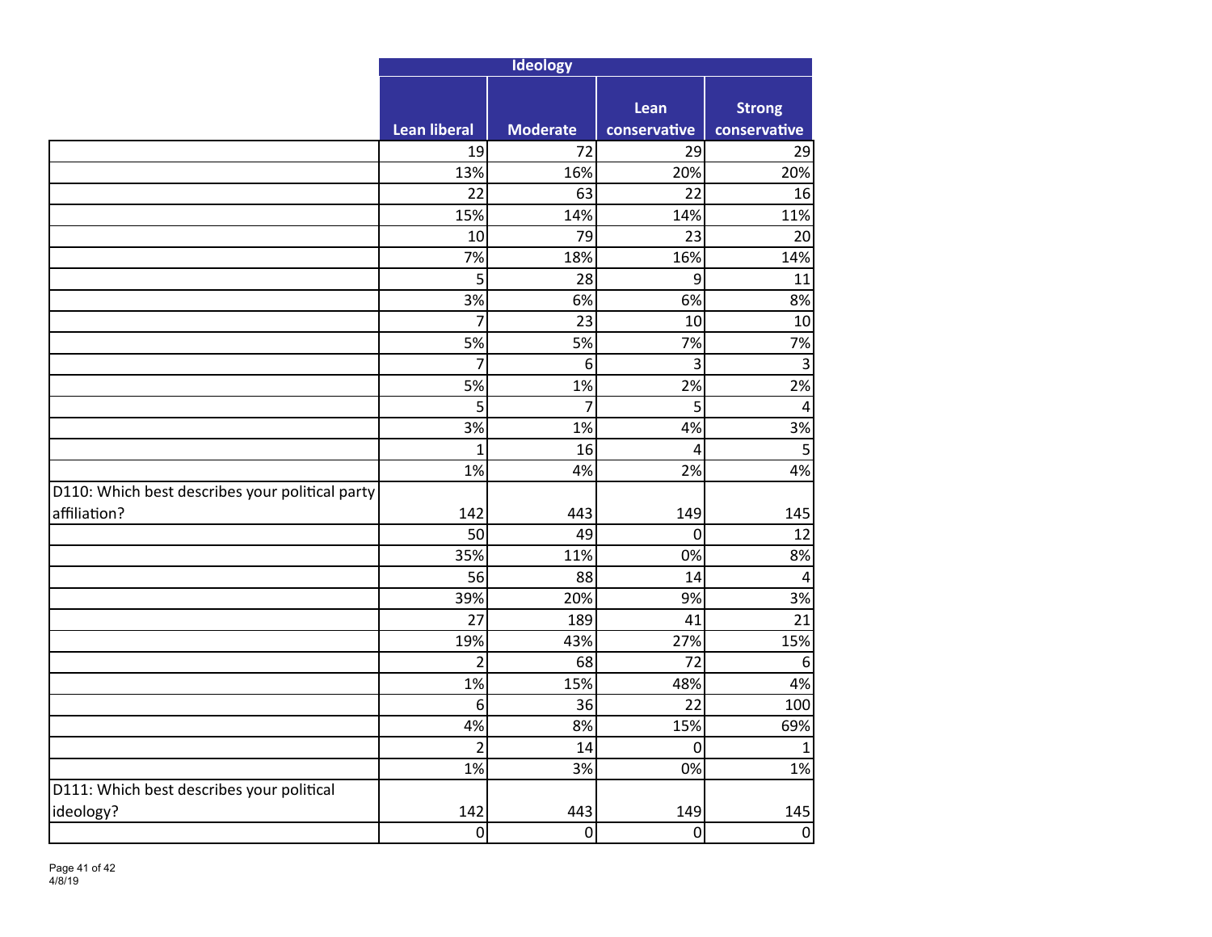| | Ideology | | | |
|---|---|---|---|---|
| | Lean liberal | Moderate | Lean conservative | Strong conservative |
| | 19 | 72 | 29 | 29 |
| | 13% | 16% | 20% | 20% |
| | 22 | 63 | 22 | 16 |
| | 15% | 14% | 14% | 11% |
| | 10 | 79 | 23 | 20 |
| | 7% | 18% | 16% | 14% |
| | 5 | 28 | 9 | 11 |
| | 3% | 6% | 6% | 8% |
| | 7 | 23 | 10 | 10 |
| | 5% | 5% | 7% | 7% |
| | 7 | 6 | 3 | 3 |
| | 5% | 1% | 2% | 2% |
| | 5 | 7 | 5 | 4 |
| | 3% | 1% | 4% | 3% |
| | 1 | 16 | 4 | 5 |
| | 1% | 4% | 2% | 4% |
| D110: Which best describes your political party affiliation? | 142 | 443 | 149 | 145 |
| | 50 | 49 | 0 | 12 |
| | 35% | 11% | 0% | 8% |
| | 56 | 88 | 14 | 4 |
| | 39% | 20% | 9% | 3% |
| | 27 | 189 | 41 | 21 |
| | 19% | 43% | 27% | 15% |
| | 2 | 68 | 72 | 6 |
| | 1% | 15% | 48% | 4% |
| | 6 | 36 | 22 | 100 |
| | 4% | 8% | 15% | 69% |
| | 2 | 14 | 0 | 1 |
| | 1% | 3% | 0% | 1% |
| D111: Which best describes your political ideology? | 142 | 443 | 149 | 145 |
| | 0 | 0 | 0 | 0 |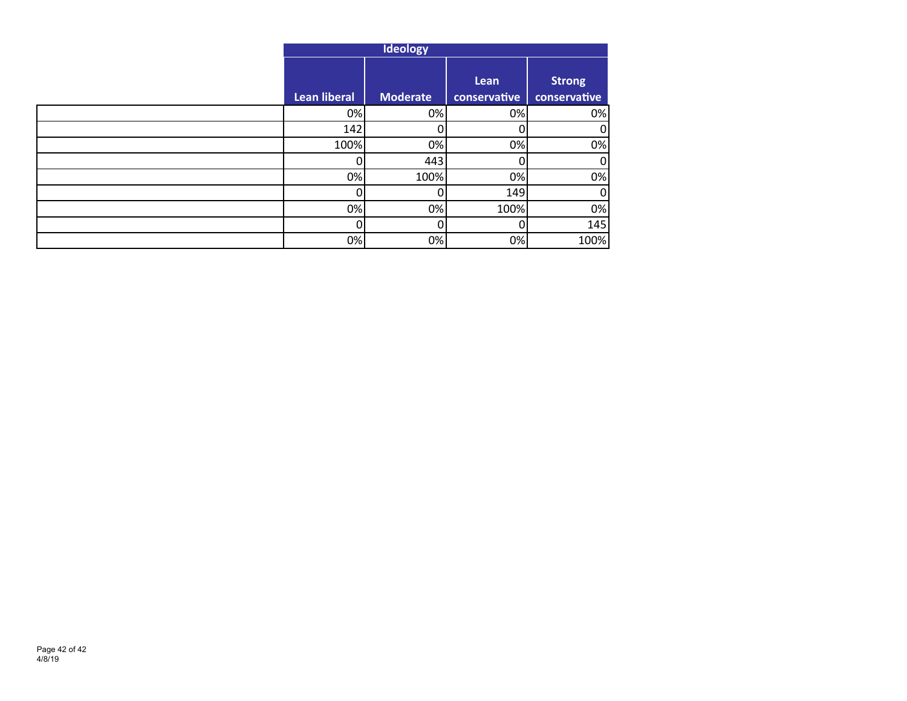| | Ideology | | | |
|---|---|---|---|---|
| | Lean liberal | Moderate | Lean conservative | Strong conservative |
| | 0% | 0% | 0% | 0% |
| | 142 | 0 | 0 | 0 |
| | 100% | 0% | 0% | 0% |
| | 0 | 443 | 0 | 0 |
| | 0% | 100% | 0% | 0% |
| | 0 | 0 | 149 | 0 |
| | 0% | 0% | 100% | 0% |
| | 0 | 0 | 0 | 145 |
| | 0% | 0% | 0% | 100% |

4/8/19